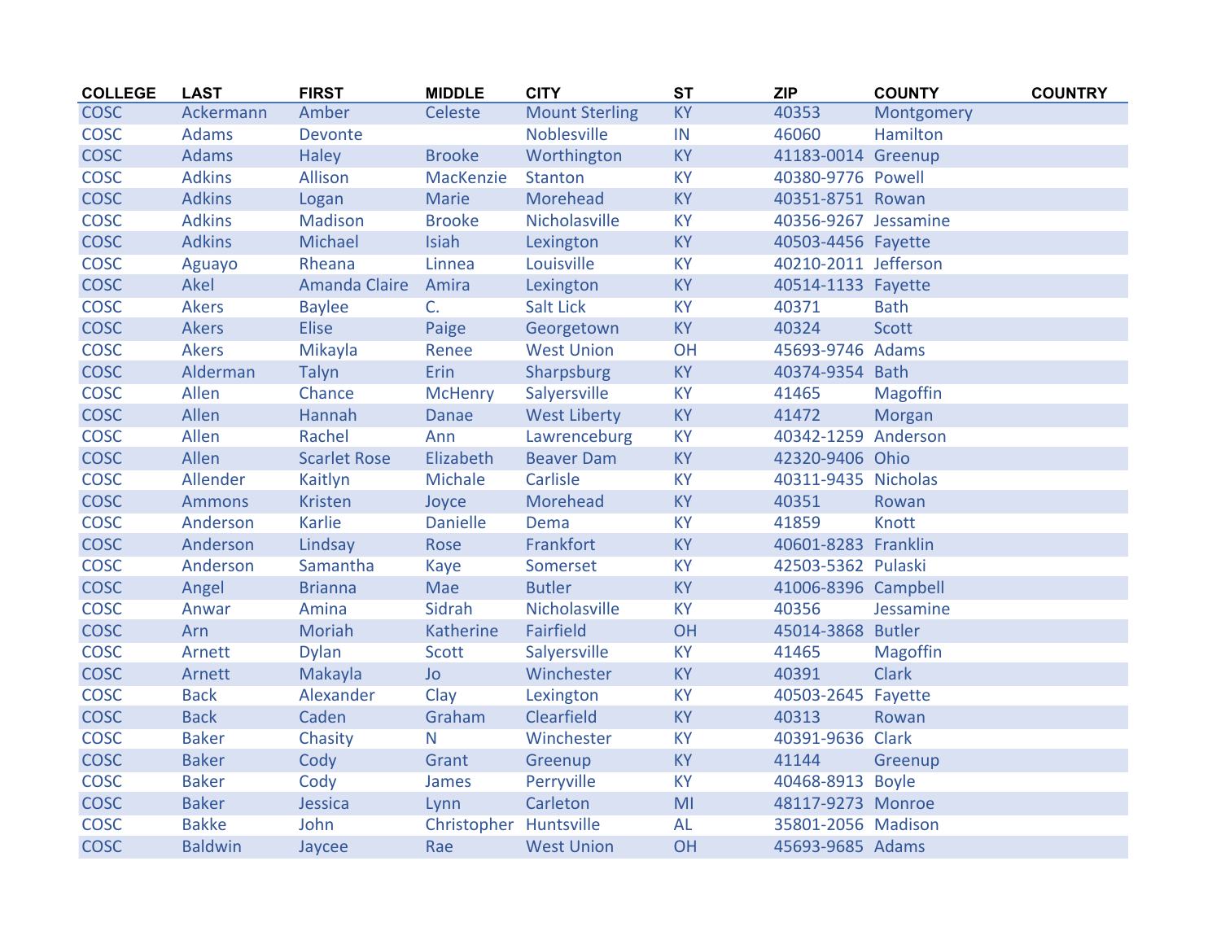| COLLEGE | LAST | FIRST | MIDDLE | CITY | ST | ZIP | COUNTY | COUNTRY |
|---|---|---|---|---|---|---|---|---|
| COSC | Ackermann | Amber | Celeste | Mount Sterling | KY | 40353 | Montgomery | |
| COSC | Adams | Devonte | | Noblesville | IN | 46060 | Hamilton | |
| COSC | Adams | Haley | Brooke | Worthington | KY | 41183-0014 | Greenup | |
| COSC | Adkins | Allison | MacKenzie | Stanton | KY | 40380-9776 | Powell | |
| COSC | Adkins | Logan | Marie | Morehead | KY | 40351-8751 | Rowan | |
| COSC | Adkins | Madison | Brooke | Nicholasville | KY | 40356-9267 | Jessamine | |
| COSC | Adkins | Michael | Isiah | Lexington | KY | 40503-4456 | Fayette | |
| COSC | Aguayo | Rheana | Linnea | Louisville | KY | 40210-2011 | Jefferson | |
| COSC | Akel | Amanda Claire | Amira | Lexington | KY | 40514-1133 | Fayette | |
| COSC | Akers | Baylee | C. | Salt Lick | KY | 40371 | Bath | |
| COSC | Akers | Elise | Paige | Georgetown | KY | 40324 | Scott | |
| COSC | Akers | Mikayla | Renee | West Union | OH | 45693-9746 | Adams | |
| COSC | Alderman | Talyn | Erin | Sharpsburg | KY | 40374-9354 | Bath | |
| COSC | Allen | Chance | McHenry | Salyersville | KY | 41465 | Magoffin | |
| COSC | Allen | Hannah | Danae | West Liberty | KY | 41472 | Morgan | |
| COSC | Allen | Rachel | Ann | Lawrenceburg | KY | 40342-1259 | Anderson | |
| COSC | Allen | Scarlet Rose | Elizabeth | Beaver Dam | KY | 42320-9406 | Ohio | |
| COSC | Allender | Kaitlyn | Michale | Carlisle | KY | 40311-9435 | Nicholas | |
| COSC | Ammons | Kristen | Joyce | Morehead | KY | 40351 | Rowan | |
| COSC | Anderson | Karlie | Danielle | Dema | KY | 41859 | Knott | |
| COSC | Anderson | Lindsay | Rose | Frankfort | KY | 40601-8283 | Franklin | |
| COSC | Anderson | Samantha | Kaye | Somerset | KY | 42503-5362 | Pulaski | |
| COSC | Angel | Brianna | Mae | Butler | KY | 41006-8396 | Campbell | |
| COSC | Anwar | Amina | Sidrah | Nicholasville | KY | 40356 | Jessamine | |
| COSC | Arn | Moriah | Katherine | Fairfield | OH | 45014-3868 | Butler | |
| COSC | Arnett | Dylan | Scott | Salyersville | KY | 41465 | Magoffin | |
| COSC | Arnett | Makayla | Jo | Winchester | KY | 40391 | Clark | |
| COSC | Back | Alexander | Clay | Lexington | KY | 40503-2645 | Fayette | |
| COSC | Back | Caden | Graham | Clearfield | KY | 40313 | Rowan | |
| COSC | Baker | Chasity | N | Winchester | KY | 40391-9636 | Clark | |
| COSC | Baker | Cody | Grant | Greenup | KY | 41144 | Greenup | |
| COSC | Baker | Cody | James | Perryville | KY | 40468-8913 | Boyle | |
| COSC | Baker | Jessica | Lynn | Carleton | MI | 48117-9273 | Monroe | |
| COSC | Bakke | John | Christopher | Huntsville | AL | 35801-2056 | Madison | |
| COSC | Baldwin | Jaycee | Rae | West Union | OH | 45693-9685 | Adams | |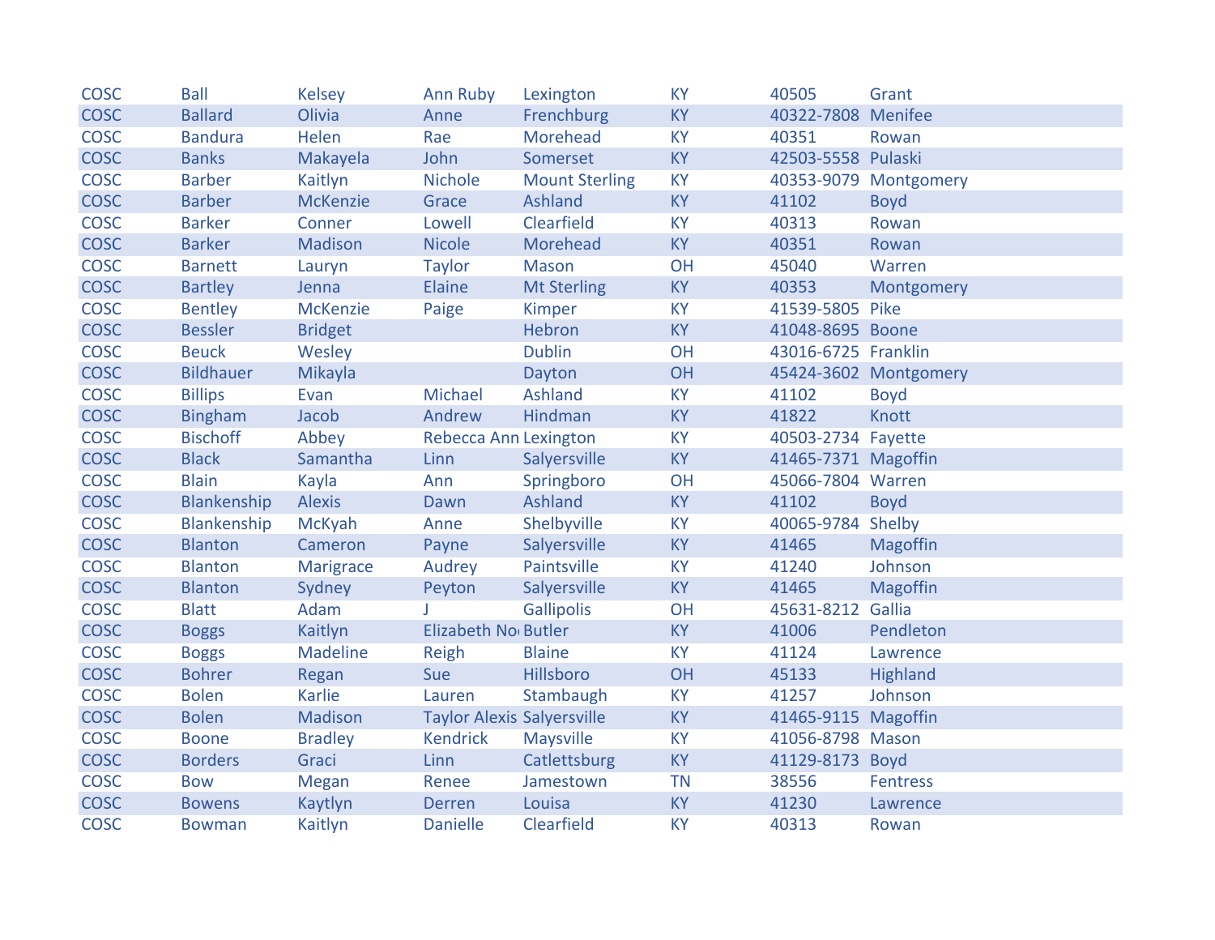| | | | | | | | |
|---|---|---|---|---|---|---|---|
| COSC | Ball | Kelsey | Ann Ruby | Lexington | KY | 40505 | Grant |
| COSC | Ballard | Olivia | Anne | Frenchburg | KY | 40322-7808 | Menifee |
| COSC | Bandura | Helen | Rae | Morehead | KY | 40351 | Rowan |
| COSC | Banks | Makayela | John | Somerset | KY | 42503-5558 | Pulaski |
| COSC | Barber | Kaitlyn | Nichole | Mount Sterling | KY | 40353-9079 | Montgomery |
| COSC | Barber | McKenzie | Grace | Ashland | KY | 41102 | Boyd |
| COSC | Barker | Conner | Lowell | Clearfield | KY | 40313 | Rowan |
| COSC | Barker | Madison | Nicole | Morehead | KY | 40351 | Rowan |
| COSC | Barnett | Lauryn | Taylor | Mason | OH | 45040 | Warren |
| COSC | Bartley | Jenna | Elaine | Mt Sterling | KY | 40353 | Montgomery |
| COSC | Bentley | McKenzie | Paige | Kimper | KY | 41539-5805 | Pike |
| COSC | Bessler | Bridget | | Hebron | KY | 41048-8695 | Boone |
| COSC | Beuck | Wesley | | Dublin | OH | 43016-6725 | Franklin |
| COSC | Bildhauer | Mikayla | | Dayton | OH | 45424-3602 | Montgomery |
| COSC | Billips | Evan | Michael | Ashland | KY | 41102 | Boyd |
| COSC | Bingham | Jacob | Andrew | Hindman | KY | 41822 | Knott |
| COSC | Bischoff | Abbey | Rebecca Ann | Lexington | KY | 40503-2734 | Fayette |
| COSC | Black | Samantha | Linn | Salyersville | KY | 41465-7371 | Magoffin |
| COSC | Blain | Kayla | Ann | Springboro | OH | 45066-7804 | Warren |
| COSC | Blankenship | Alexis | Dawn | Ashland | KY | 41102 | Boyd |
| COSC | Blankenship | McKyah | Anne | Shelbyville | KY | 40065-9784 | Shelby |
| COSC | Blanton | Cameron | Payne | Salyersville | KY | 41465 | Magoffin |
| COSC | Blanton | Marigrace | Audrey | Paintsville | KY | 41240 | Johnson |
| COSC | Blanton | Sydney | Peyton | Salyersville | KY | 41465 | Magoffin |
| COSC | Blatt | Adam | J | Gallipolis | OH | 45631-8212 | Gallia |
| COSC | Boggs | Kaitlyn | Elizabeth No | Butler | KY | 41006 | Pendleton |
| COSC | Boggs | Madeline | Reigh | Blaine | KY | 41124 | Lawrence |
| COSC | Bohrer | Regan | Sue | Hillsboro | OH | 45133 | Highland |
| COSC | Bolen | Karlie | Lauren | Stambaugh | KY | 41257 | Johnson |
| COSC | Bolen | Madison | Taylor Alexis | Salyersville | KY | 41465-9115 | Magoffin |
| COSC | Boone | Bradley | Kendrick | Maysville | KY | 41056-8798 | Mason |
| COSC | Borders | Graci | Linn | Catlettsburg | KY | 41129-8173 | Boyd |
| COSC | Bow | Megan | Renee | Jamestown | TN | 38556 | Fentress |
| COSC | Bowens | Kaytlyn | Derren | Louisa | KY | 41230 | Lawrence |
| COSC | Bowman | Kaitlyn | Danielle | Clearfield | KY | 40313 | Rowan |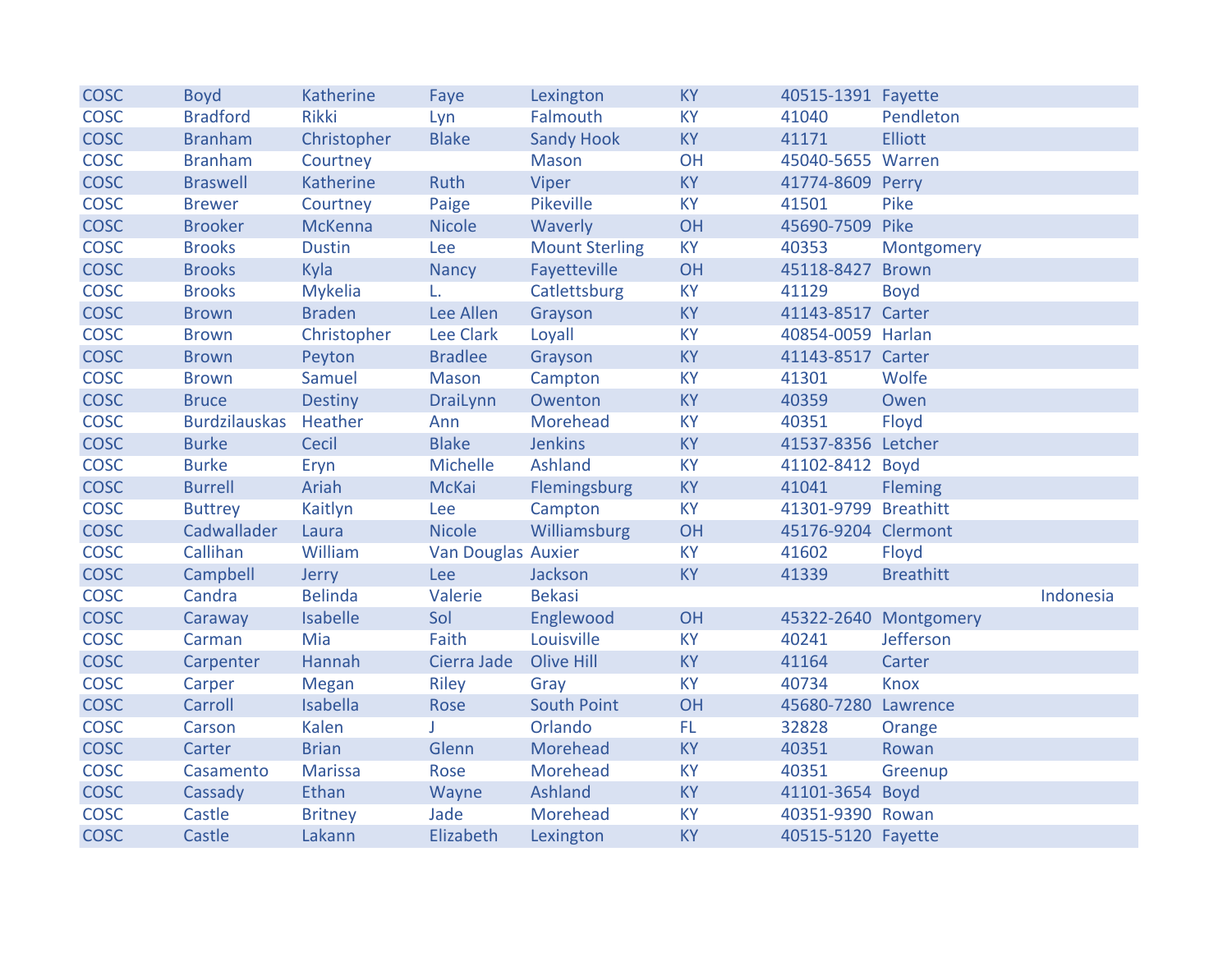| COSC | Boyd | Katherine | Faye | Lexington | KY | 40515-1391 | Fayette | |
|---|---|---|---|---|---|---|---|---|
| COSC | Bradford | Rikki | Lyn | Falmouth | KY | 41040 | Pendleton | |
| COSC | Branham | Christopher | Blake | Sandy Hook | KY | 41171 | Elliott | |
| COSC | Branham | Courtney | | Mason | OH | 45040-5655 | Warren | |
| COSC | Braswell | Katherine | Ruth | Viper | KY | 41774-8609 | Perry | |
| COSC | Brewer | Courtney | Paige | Pikeville | KY | 41501 | Pike | |
| COSC | Brooker | McKenna | Nicole | Waverly | OH | 45690-7509 | Pike | |
| COSC | Brooks | Dustin | Lee | Mount Sterling | KY | 40353 | Montgomery | |
| COSC | Brooks | Kyla | Nancy | Fayetteville | OH | 45118-8427 | Brown | |
| COSC | Brooks | Mykelia | L. | Catlettsburg | KY | 41129 | Boyd | |
| COSC | Brown | Braden | Lee Allen | Grayson | KY | 41143-8517 | Carter | |
| COSC | Brown | Christopher | Lee Clark | Loyall | KY | 40854-0059 | Harlan | |
| COSC | Brown | Peyton | Bradlee | Grayson | KY | 41143-8517 | Carter | |
| COSC | Brown | Samuel | Mason | Campton | KY | 41301 | Wolfe | |
| COSC | Bruce | Destiny | DraiLynn | Owenton | KY | 40359 | Owen | |
| COSC | Burdzilauskas | Heather | Ann | Morehead | KY | 40351 | Floyd | |
| COSC | Burke | Cecil | Blake | Jenkins | KY | 41537-8356 | Letcher | |
| COSC | Burke | Eryn | Michelle | Ashland | KY | 41102-8412 | Boyd | |
| COSC | Burrell | Ariah | McKai | Flemingsburg | KY | 41041 | Fleming | |
| COSC | Buttrey | Kaitlyn | Lee | Campton | KY | 41301-9799 | Breathitt | |
| COSC | Cadwallader | Laura | Nicole | Williamsburg | OH | 45176-9204 | Clermont | |
| COSC | Callihan | William | Van Douglas | Auxier | KY | 41602 | Floyd | |
| COSC | Campbell | Jerry | Lee | Jackson | KY | 41339 | Breathitt | |
| COSC | Candra | Belinda | Valerie | Bekasi | | | | Indonesia |
| COSC | Caraway | Isabelle | Sol | Englewood | OH | 45322-2640 | Montgomery | |
| COSC | Carman | Mia | Faith | Louisville | KY | 40241 | Jefferson | |
| COSC | Carpenter | Hannah | Cierra Jade | Olive Hill | KY | 41164 | Carter | |
| COSC | Carper | Megan | Riley | Gray | KY | 40734 | Knox | |
| COSC | Carroll | Isabella | Rose | South Point | OH | 45680-7280 | Lawrence | |
| COSC | Carson | Kalen | J | Orlando | FL | 32828 | Orange | |
| COSC | Carter | Brian | Glenn | Morehead | KY | 40351 | Rowan | |
| COSC | Casamento | Marissa | Rose | Morehead | KY | 40351 | Greenup | |
| COSC | Cassady | Ethan | Wayne | Ashland | KY | 41101-3654 | Boyd | |
| COSC | Castle | Britney | Jade | Morehead | KY | 40351-9390 | Rowan | |
| COSC | Castle | Lakann | Elizabeth | Lexington | KY | 40515-5120 | Fayette | |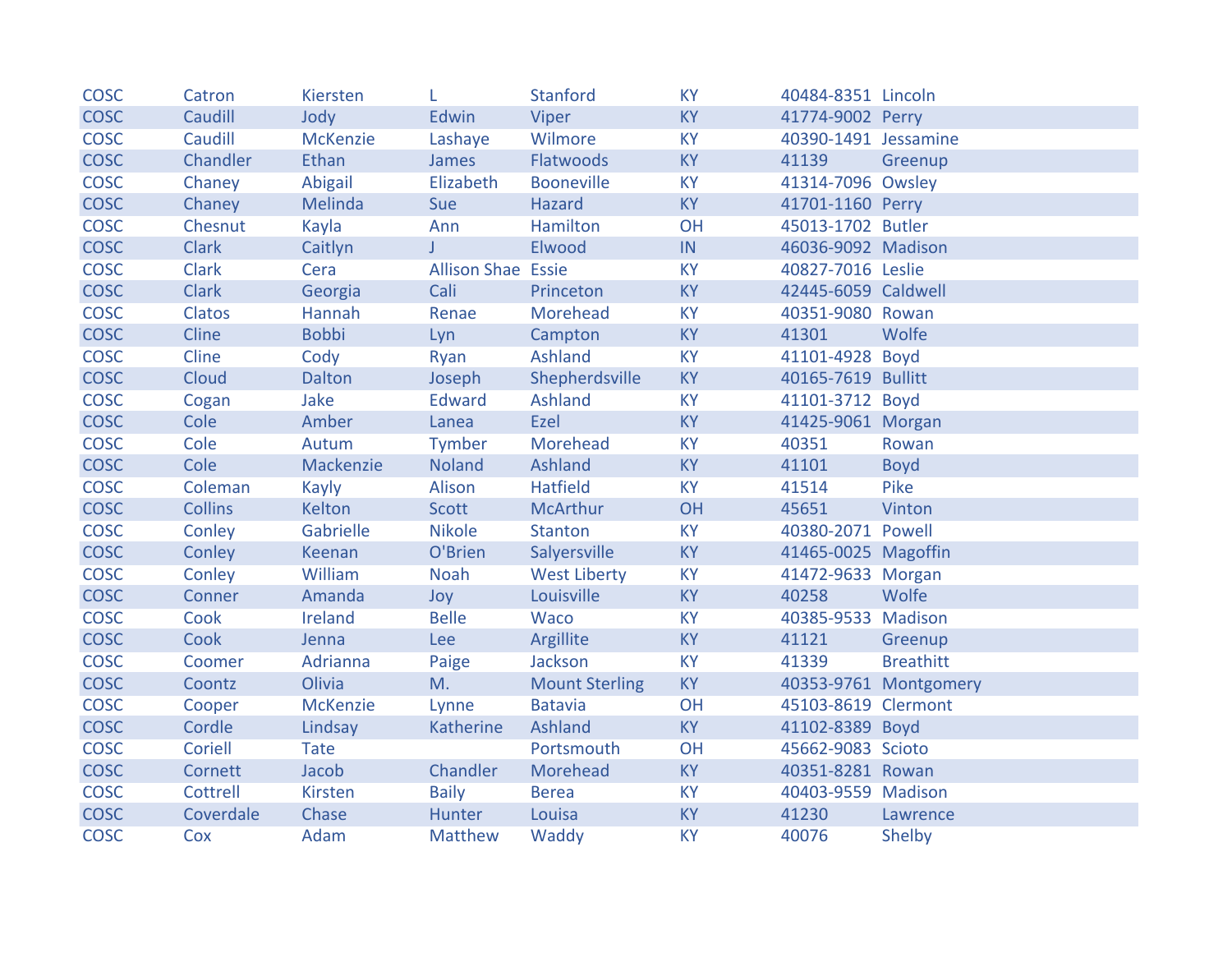| | | | | | | | |
|---|---|---|---|---|---|---|---|
| COSC | Catron | Kiersten | L | Stanford | KY | 40484-8351 | Lincoln |
| COSC | Caudill | Jody | Edwin | Viper | KY | 41774-9002 | Perry |
| COSC | Caudill | McKenzie | Lashaye | Wilmore | KY | 40390-1491 | Jessamine |
| COSC | Chandler | Ethan | James | Flatwoods | KY | 41139 | Greenup |
| COSC | Chaney | Abigail | Elizabeth | Booneville | KY | 41314-7096 | Owsley |
| COSC | Chaney | Melinda | Sue | Hazard | KY | 41701-1160 | Perry |
| COSC | Chesnut | Kayla | Ann | Hamilton | OH | 45013-1702 | Butler |
| COSC | Clark | Caitlyn | J | Elwood | IN | 46036-9092 | Madison |
| COSC | Clark | Cera | Allison Shae | Essie | KY | 40827-7016 | Leslie |
| COSC | Clark | Georgia | Cali | Princeton | KY | 42445-6059 | Caldwell |
| COSC | Clatos | Hannah | Renae | Morehead | KY | 40351-9080 | Rowan |
| COSC | Cline | Bobbi | Lyn | Campton | KY | 41301 | Wolfe |
| COSC | Cline | Cody | Ryan | Ashland | KY | 41101-4928 | Boyd |
| COSC | Cloud | Dalton | Joseph | Shepherdsville | KY | 40165-7619 | Bullitt |
| COSC | Cogan | Jake | Edward | Ashland | KY | 41101-3712 | Boyd |
| COSC | Cole | Amber | Lanea | Ezel | KY | 41425-9061 | Morgan |
| COSC | Cole | Autum | Tymber | Morehead | KY | 40351 | Rowan |
| COSC | Cole | Mackenzie | Noland | Ashland | KY | 41101 | Boyd |
| COSC | Coleman | Kayly | Alison | Hatfield | KY | 41514 | Pike |
| COSC | Collins | Kelton | Scott | McArthur | OH | 45651 | Vinton |
| COSC | Conley | Gabrielle | Nikole | Stanton | KY | 40380-2071 | Powell |
| COSC | Conley | Keenan | O'Brien | Salyersville | KY | 41465-0025 | Magoffin |
| COSC | Conley | William | Noah | West Liberty | KY | 41472-9633 | Morgan |
| COSC | Conner | Amanda | Joy | Louisville | KY | 40258 | Wolfe |
| COSC | Cook | Ireland | Belle | Waco | KY | 40385-9533 | Madison |
| COSC | Cook | Jenna | Lee | Argillite | KY | 41121 | Greenup |
| COSC | Coomer | Adrianna | Paige | Jackson | KY | 41339 | Breathitt |
| COSC | Coontz | Olivia | M. | Mount Sterling | KY | 40353-9761 | Montgomery |
| COSC | Cooper | McKenzie | Lynne | Batavia | OH | 45103-8619 | Clermont |
| COSC | Cordle | Lindsay | Katherine | Ashland | KY | 41102-8389 | Boyd |
| COSC | Coriell | Tate | | Portsmouth | OH | 45662-9083 | Scioto |
| COSC | Cornett | Jacob | Chandler | Morehead | KY | 40351-8281 | Rowan |
| COSC | Cottrell | Kirsten | Baily | Berea | KY | 40403-9559 | Madison |
| COSC | Coverdale | Chase | Hunter | Louisa | KY | 41230 | Lawrence |
| COSC | Cox | Adam | Matthew | Waddy | KY | 40076 | Shelby |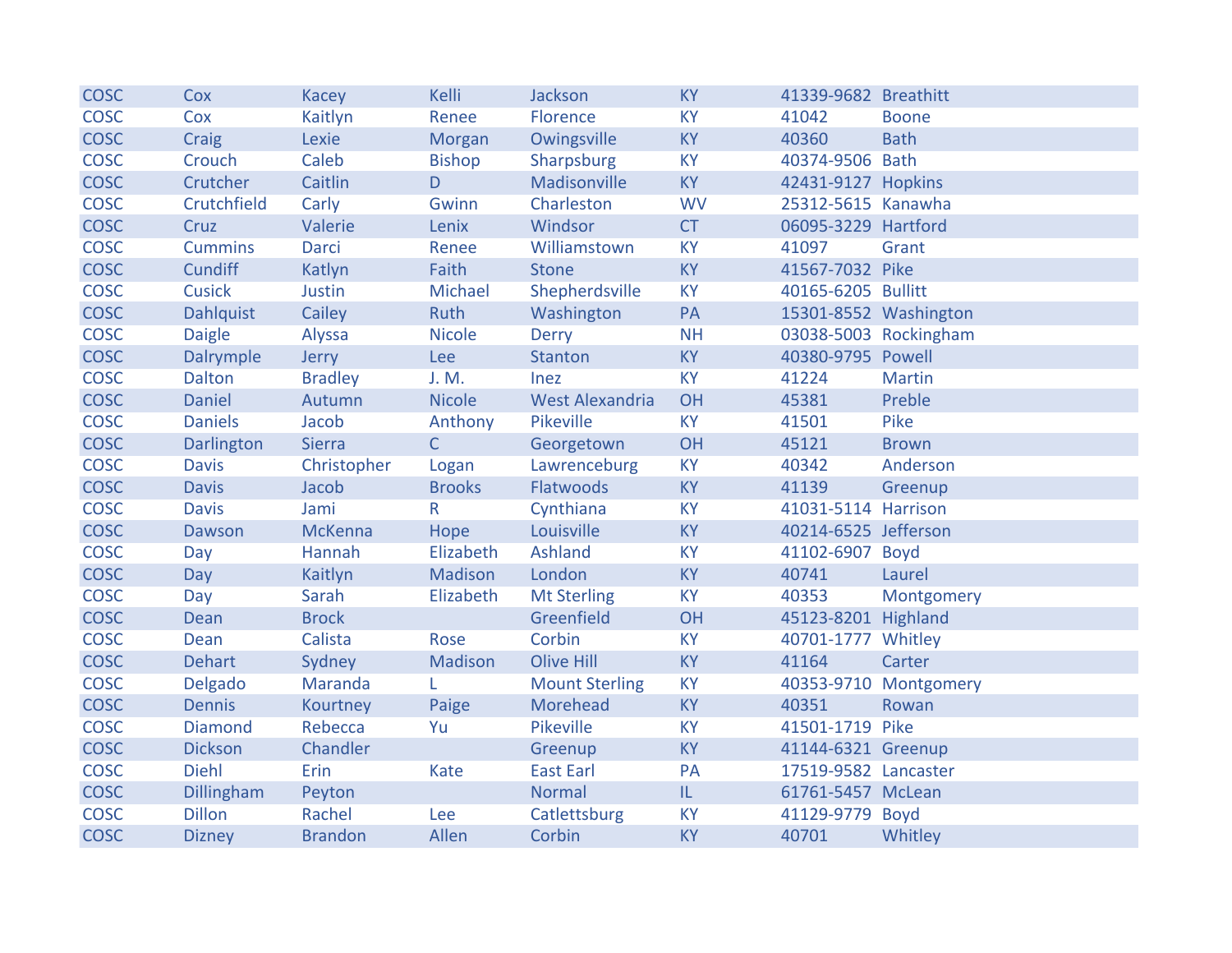| | | | | | | | |
|---|---|---|---|---|---|---|---|
| COSC | Cox | Kacey | Kelli | Jackson | KY | 41339-9682 | Breathitt |
| COSC | Cox | Kaitlyn | Renee | Florence | KY | 41042 | Boone |
| COSC | Craig | Lexie | Morgan | Owingsville | KY | 40360 | Bath |
| COSC | Crouch | Caleb | Bishop | Sharpsburg | KY | 40374-9506 | Bath |
| COSC | Crutcher | Caitlin | D | Madisonville | KY | 42431-9127 | Hopkins |
| COSC | Crutchfield | Carly | Gwinn | Charleston | WV | 25312-5615 | Kanawha |
| COSC | Cruz | Valerie | Lenix | Windsor | CT | 06095-3229 | Hartford |
| COSC | Cummins | Darci | Renee | Williamstown | KY | 41097 | Grant |
| COSC | Cundiff | Katlyn | Faith | Stone | KY | 41567-7032 | Pike |
| COSC | Cusick | Justin | Michael | Shepherdsville | KY | 40165-6205 | Bullitt |
| COSC | Dahlquist | Cailey | Ruth | Washington | PA | 15301-8552 | Washington |
| COSC | Daigle | Alyssa | Nicole | Derry | NH | 03038-5003 | Rockingham |
| COSC | Dalrymple | Jerry | Lee | Stanton | KY | 40380-9795 | Powell |
| COSC | Dalton | Bradley | J. M. | Inez | KY | 41224 | Martin |
| COSC | Daniel | Autumn | Nicole | West Alexandria | OH | 45381 | Preble |
| COSC | Daniels | Jacob | Anthony | Pikeville | KY | 41501 | Pike |
| COSC | Darlington | Sierra | C | Georgetown | OH | 45121 | Brown |
| COSC | Davis | Christopher | Logan | Lawrenceburg | KY | 40342 | Anderson |
| COSC | Davis | Jacob | Brooks | Flatwoods | KY | 41139 | Greenup |
| COSC | Davis | Jami | R | Cynthiana | KY | 41031-5114 | Harrison |
| COSC | Dawson | McKenna | Hope | Louisville | KY | 40214-6525 | Jefferson |
| COSC | Day | Hannah | Elizabeth | Ashland | KY | 41102-6907 | Boyd |
| COSC | Day | Kaitlyn | Madison | London | KY | 40741 | Laurel |
| COSC | Day | Sarah | Elizabeth | Mt Sterling | KY | 40353 | Montgomery |
| COSC | Dean | Brock | | Greenfield | OH | 45123-8201 | Highland |
| COSC | Dean | Calista | Rose | Corbin | KY | 40701-1777 | Whitley |
| COSC | Dehart | Sydney | Madison | Olive Hill | KY | 41164 | Carter |
| COSC | Delgado | Maranda | L | Mount Sterling | KY | 40353-9710 | Montgomery |
| COSC | Dennis | Kourtney | Paige | Morehead | KY | 40351 | Rowan |
| COSC | Diamond | Rebecca | Yu | Pikeville | KY | 41501-1719 | Pike |
| COSC | Dickson | Chandler | | Greenup | KY | 41144-6321 | Greenup |
| COSC | Diehl | Erin | Kate | East Earl | PA | 17519-9582 | Lancaster |
| COSC | Dillingham | Peyton | | Normal | IL | 61761-5457 | McLean |
| COSC | Dillon | Rachel | Lee | Catlettsburg | KY | 41129-9779 | Boyd |
| COSC | Dizney | Brandon | Allen | Corbin | KY | 40701 | Whitley |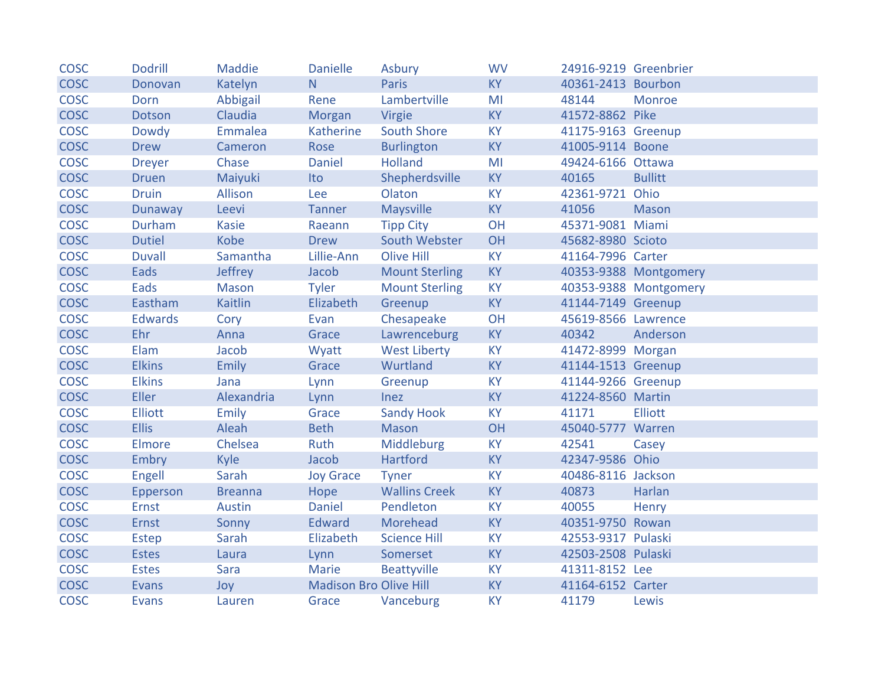| | | | | | | | |
|---|---|---|---|---|---|---|---|
| COSC | Dodrill | Maddie | Danielle | Asbury | WV | 24916-9219 | Greenbrier |
| COSC | Donovan | Katelyn | N | Paris | KY | 40361-2413 | Bourbon |
| COSC | Dorn | Abbigail | Rene | Lambertville | MI | 48144 | Monroe |
| COSC | Dotson | Claudia | Morgan | Virgie | KY | 41572-8862 | Pike |
| COSC | Dowdy | Emmalea | Katherine | South Shore | KY | 41175-9163 | Greenup |
| COSC | Drew | Cameron | Rose | Burlington | KY | 41005-9114 | Boone |
| COSC | Dreyer | Chase | Daniel | Holland | MI | 49424-6166 | Ottawa |
| COSC | Druen | Maiyuki | Ito | Shepherdsville | KY | 40165 | Bullitt |
| COSC | Druin | Allison | Lee | Olaton | KY | 42361-9721 | Ohio |
| COSC | Dunaway | Leevi | Tanner | Maysville | KY | 41056 | Mason |
| COSC | Durham | Kasie | Raeann | Tipp City | OH | 45371-9081 | Miami |
| COSC | Dutiel | Kobe | Drew | South Webster | OH | 45682-8980 | Scioto |
| COSC | Duvall | Samantha | Lillie-Ann | Olive Hill | KY | 41164-7996 | Carter |
| COSC | Eads | Jeffrey | Jacob | Mount Sterling | KY | 40353-9388 | Montgomery |
| COSC | Eads | Mason | Tyler | Mount Sterling | KY | 40353-9388 | Montgomery |
| COSC | Eastham | Kaitlin | Elizabeth | Greenup | KY | 41144-7149 | Greenup |
| COSC | Edwards | Cory | Evan | Chesapeake | OH | 45619-8566 | Lawrence |
| COSC | Ehr | Anna | Grace | Lawrenceburg | KY | 40342 | Anderson |
| COSC | Elam | Jacob | Wyatt | West Liberty | KY | 41472-8999 | Morgan |
| COSC | Elkins | Emily | Grace | Wurtland | KY | 41144-1513 | Greenup |
| COSC | Elkins | Jana | Lynn | Greenup | KY | 41144-9266 | Greenup |
| COSC | Eller | Alexandria | Lynn | Inez | KY | 41224-8560 | Martin |
| COSC | Elliott | Emily | Grace | Sandy Hook | KY | 41171 | Elliott |
| COSC | Ellis | Aleah | Beth | Mason | OH | 45040-5777 | Warren |
| COSC | Elmore | Chelsea | Ruth | Middleburg | KY | 42541 | Casey |
| COSC | Embry | Kyle | Jacob | Hartford | KY | 42347-9586 | Ohio |
| COSC | Engell | Sarah | Joy Grace | Tyner | KY | 40486-8116 | Jackson |
| COSC | Epperson | Breanna | Hope | Wallins Creek | KY | 40873 | Harlan |
| COSC | Ernst | Austin | Daniel | Pendleton | KY | 40055 | Henry |
| COSC | Ernst | Sonny | Edward | Morehead | KY | 40351-9750 | Rowan |
| COSC | Estep | Sarah | Elizabeth | Science Hill | KY | 42553-9317 | Pulaski |
| COSC | Estes | Laura | Lynn | Somerset | KY | 42503-2508 | Pulaski |
| COSC | Estes | Sara | Marie | Beattyville | KY | 41311-8152 | Lee |
| COSC | Evans | Joy | Madison Bro | Olive Hill | KY | 41164-6152 | Carter |
| COSC | Evans | Lauren | Grace | Vanceburg | KY | 41179 | Lewis |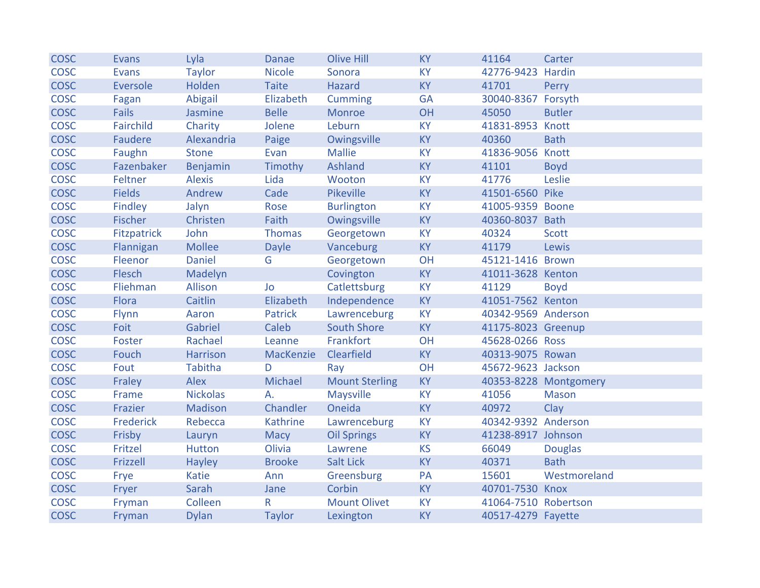| COSC | Evans | Lyla | Danae | Olive Hill | KY | 41164 | Carter |
|---|---|---|---|---|---|---|---|
| COSC | Evans | Taylor | Nicole | Sonora | KY | 42776-9423 | Hardin |
| COSC | Eversole | Holden | Taite | Hazard | KY | 41701 | Perry |
| COSC | Fagan | Abigail | Elizabeth | Cumming | GA | 30040-8367 | Forsyth |
| COSC | Fails | Jasmine | Belle | Monroe | OH | 45050 | Butler |
| COSC | Fairchild | Charity | Jolene | Leburn | KY | 41831-8953 | Knott |
| COSC | Faudere | Alexandria | Paige | Owingsville | KY | 40360 | Bath |
| COSC | Faughn | Stone | Evan | Mallie | KY | 41836-9056 | Knott |
| COSC | Fazenbaker | Benjamin | Timothy | Ashland | KY | 41101 | Boyd |
| COSC | Feltner | Alexis | Lida | Wooton | KY | 41776 | Leslie |
| COSC | Fields | Andrew | Cade | Pikeville | KY | 41501-6560 | Pike |
| COSC | Findley | Jalyn | Rose | Burlington | KY | 41005-9359 | Boone |
| COSC | Fischer | Christen | Faith | Owingsville | KY | 40360-8037 | Bath |
| COSC | Fitzpatrick | John | Thomas | Georgetown | KY | 40324 | Scott |
| COSC | Flannigan | Mollee | Dayle | Vanceburg | KY | 41179 | Lewis |
| COSC | Fleenor | Daniel | G | Georgetown | OH | 45121-1416 | Brown |
| COSC | Flesch | Madelyn | | Covington | KY | 41011-3628 | Kenton |
| COSC | Fliehman | Allison | Jo | Catlettsburg | KY | 41129 | Boyd |
| COSC | Flora | Caitlin | Elizabeth | Independence | KY | 41051-7562 | Kenton |
| COSC | Flynn | Aaron | Patrick | Lawrenceburg | KY | 40342-9569 | Anderson |
| COSC | Foit | Gabriel | Caleb | South Shore | KY | 41175-8023 | Greenup |
| COSC | Foster | Rachael | Leanne | Frankfort | OH | 45628-0266 | Ross |
| COSC | Fouch | Harrison | MacKenzie | Clearfield | KY | 40313-9075 | Rowan |
| COSC | Fout | Tabitha | D | Ray | OH | 45672-9623 | Jackson |
| COSC | Fraley | Alex | Michael | Mount Sterling | KY | 40353-8228 | Montgomery |
| COSC | Frame | Nickolas | A. | Maysville | KY | 41056 | Mason |
| COSC | Frazier | Madison | Chandler | Oneida | KY | 40972 | Clay |
| COSC | Frederick | Rebecca | Kathrine | Lawrenceburg | KY | 40342-9392 | Anderson |
| COSC | Frisby | Lauryn | Macy | Oil Springs | KY | 41238-8917 | Johnson |
| COSC | Fritzel | Hutton | Olivia | Lawrene | KS | 66049 | Douglas |
| COSC | Frizzell | Hayley | Brooke | Salt Lick | KY | 40371 | Bath |
| COSC | Frye | Katie | Ann | Greensburg | PA | 15601 | Westmoreland |
| COSC | Fryer | Sarah | Jane | Corbin | KY | 40701-7530 | Knox |
| COSC | Fryman | Colleen | R | Mount Olivet | KY | 41064-7510 | Robertson |
| COSC | Fryman | Dylan | Taylor | Lexington | KY | 40517-4279 | Fayette |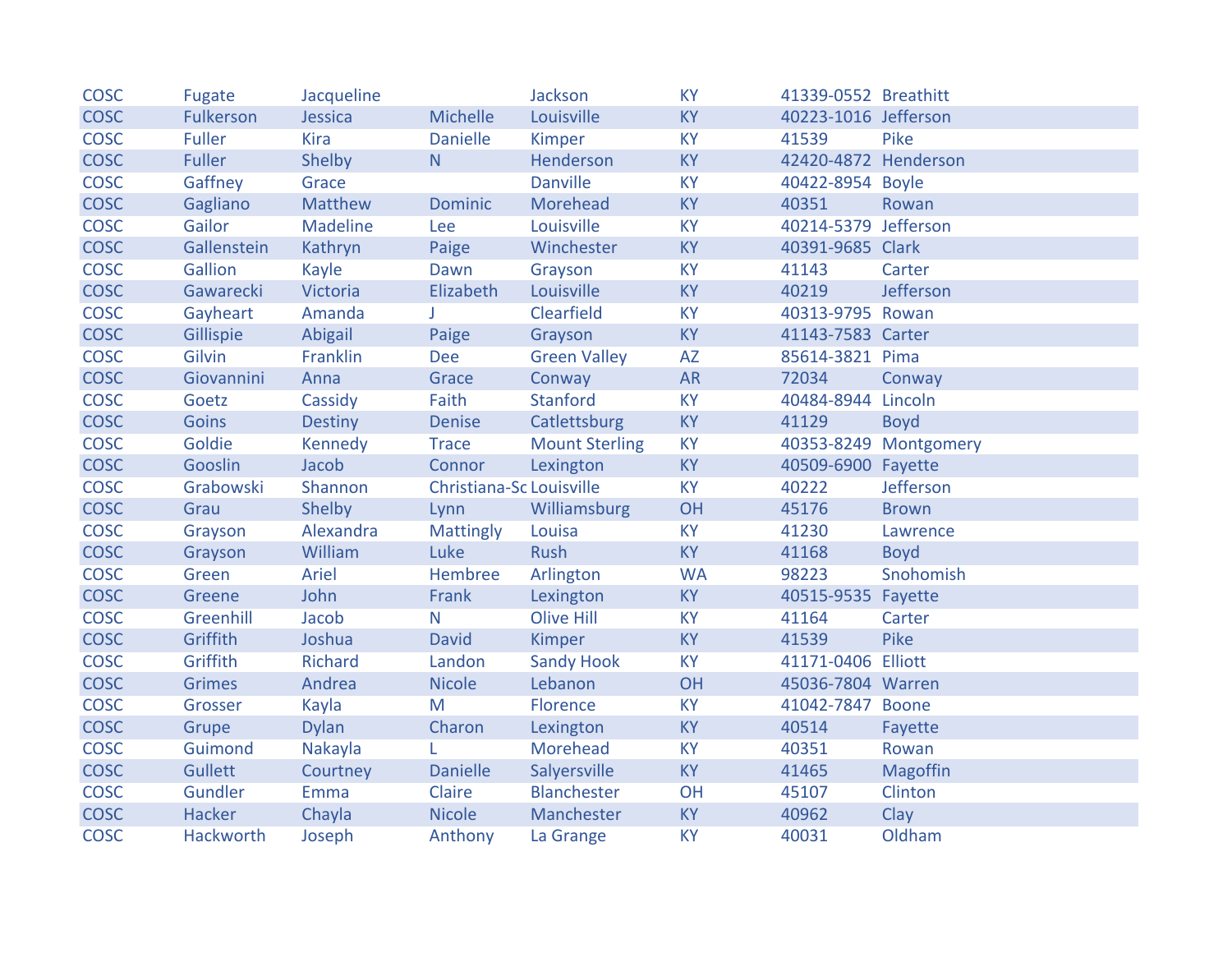| | | | | | | | |
|---|---|---|---|---|---|---|---|
| COSC | Fugate | Jacqueline | | Jackson | KY | 41339-0552 | Breathitt |
| COSC | Fulkerson | Jessica | Michelle | Louisville | KY | 40223-1016 | Jefferson |
| COSC | Fuller | Kira | Danielle | Kimper | KY | 41539 | Pike |
| COSC | Fuller | Shelby | N | Henderson | KY | 42420-4872 | Henderson |
| COSC | Gaffney | Grace | | Danville | KY | 40422-8954 | Boyle |
| COSC | Gagliano | Matthew | Dominic | Morehead | KY | 40351 | Rowan |
| COSC | Gailor | Madeline | Lee | Louisville | KY | 40214-5379 | Jefferson |
| COSC | Gallenstein | Kathryn | Paige | Winchester | KY | 40391-9685 | Clark |
| COSC | Gallion | Kayle | Dawn | Grayson | KY | 41143 | Carter |
| COSC | Gawarecki | Victoria | Elizabeth | Louisville | KY | 40219 | Jefferson |
| COSC | Gayheart | Amanda | J | Clearfield | KY | 40313-9795 | Rowan |
| COSC | Gillispie | Abigail | Paige | Grayson | KY | 41143-7583 | Carter |
| COSC | Gilvin | Franklin | Dee | Green Valley | AZ | 85614-3821 | Pima |
| COSC | Giovannini | Anna | Grace | Conway | AR | 72034 | Conway |
| COSC | Goetz | Cassidy | Faith | Stanford | KY | 40484-8944 | Lincoln |
| COSC | Goins | Destiny | Denise | Catlettsburg | KY | 41129 | Boyd |
| COSC | Goldie | Kennedy | Trace | Mount Sterling | KY | 40353-8249 | Montgomery |
| COSC | Gooslin | Jacob | Connor | Lexington | KY | 40509-6900 | Fayette |
| COSC | Grabowski | Shannon | Christiana-Sc | Louisville | KY | 40222 | Jefferson |
| COSC | Grau | Shelby | Lynn | Williamsburg | OH | 45176 | Brown |
| COSC | Grayson | Alexandra | Mattingly | Louisa | KY | 41230 | Lawrence |
| COSC | Grayson | William | Luke | Rush | KY | 41168 | Boyd |
| COSC | Green | Ariel | Hembree | Arlington | WA | 98223 | Snohomish |
| COSC | Greene | John | Frank | Lexington | KY | 40515-9535 | Fayette |
| COSC | Greenhill | Jacob | N | Olive Hill | KY | 41164 | Carter |
| COSC | Griffith | Joshua | David | Kimper | KY | 41539 | Pike |
| COSC | Griffith | Richard | Landon | Sandy Hook | KY | 41171-0406 | Elliott |
| COSC | Grimes | Andrea | Nicole | Lebanon | OH | 45036-7804 | Warren |
| COSC | Grosser | Kayla | M | Florence | KY | 41042-7847 | Boone |
| COSC | Grupe | Dylan | Charon | Lexington | KY | 40514 | Fayette |
| COSC | Guimond | Nakayla | L | Morehead | KY | 40351 | Rowan |
| COSC | Gullett | Courtney | Danielle | Salyersville | KY | 41465 | Magoffin |
| COSC | Gundler | Emma | Claire | Blanchester | OH | 45107 | Clinton |
| COSC | Hacker | Chayla | Nicole | Manchester | KY | 40962 | Clay |
| COSC | Hackworth | Joseph | Anthony | La Grange | KY | 40031 | Oldham |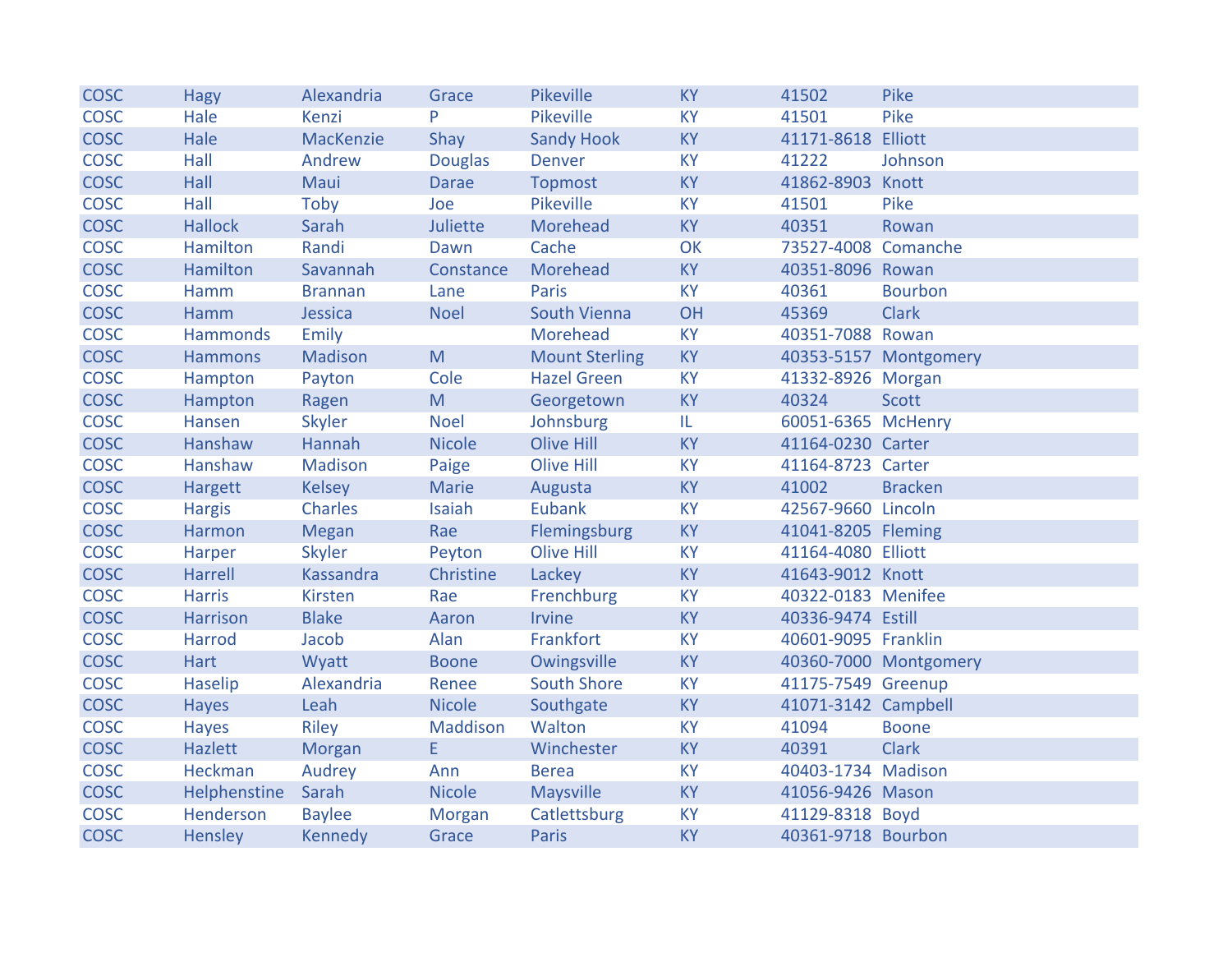| COSC | Hagy | Alexandria | Grace | Pikeville | KY | 41502 | Pike |
|---|---|---|---|---|---|---|---|
| COSC | Hale | Kenzi | P | Pikeville | KY | 41501 | Pike |
| COSC | Hale | MacKenzie | Shay | Sandy Hook | KY | 41171-8618 | Elliott |
| COSC | Hall | Andrew | Douglas | Denver | KY | 41222 | Johnson |
| COSC | Hall | Maui | Darae | Topmost | KY | 41862-8903 | Knott |
| COSC | Hall | Toby | Joe | Pikeville | KY | 41501 | Pike |
| COSC | Hallock | Sarah | Juliette | Morehead | KY | 40351 | Rowan |
| COSC | Hamilton | Randi | Dawn | Cache | OK | 73527-4008 | Comanche |
| COSC | Hamilton | Savannah | Constance | Morehead | KY | 40351-8096 | Rowan |
| COSC | Hamm | Brannan | Lane | Paris | KY | 40361 | Bourbon |
| COSC | Hamm | Jessica | Noel | South Vienna | OH | 45369 | Clark |
| COSC | Hammonds | Emily | | Morehead | KY | 40351-7088 | Rowan |
| COSC | Hammons | Madison | M | Mount Sterling | KY | 40353-5157 | Montgomery |
| COSC | Hampton | Payton | Cole | Hazel Green | KY | 41332-8926 | Morgan |
| COSC | Hampton | Ragen | M | Georgetown | KY | 40324 | Scott |
| COSC | Hansen | Skyler | Noel | Johnsburg | IL | 60051-6365 | McHenry |
| COSC | Hanshaw | Hannah | Nicole | Olive Hill | KY | 41164-0230 | Carter |
| COSC | Hanshaw | Madison | Paige | Olive Hill | KY | 41164-8723 | Carter |
| COSC | Hargett | Kelsey | Marie | Augusta | KY | 41002 | Bracken |
| COSC | Hargis | Charles | Isaiah | Eubank | KY | 42567-9660 | Lincoln |
| COSC | Harmon | Megan | Rae | Flemingsburg | KY | 41041-8205 | Fleming |
| COSC | Harper | Skyler | Peyton | Olive Hill | KY | 41164-4080 | Elliott |
| COSC | Harrell | Kassandra | Christine | Lackey | KY | 41643-9012 | Knott |
| COSC | Harris | Kirsten | Rae | Frenchburg | KY | 40322-0183 | Menifee |
| COSC | Harrison | Blake | Aaron | Irvine | KY | 40336-9474 | Estill |
| COSC | Harrod | Jacob | Alan | Frankfort | KY | 40601-9095 | Franklin |
| COSC | Hart | Wyatt | Boone | Owingsville | KY | 40360-7000 | Montgomery |
| COSC | Haselip | Alexandria | Renee | South Shore | KY | 41175-7549 | Greenup |
| COSC | Hayes | Leah | Nicole | Southgate | KY | 41071-3142 | Campbell |
| COSC | Hayes | Riley | Maddison | Walton | KY | 41094 | Boone |
| COSC | Hazlett | Morgan | E | Winchester | KY | 40391 | Clark |
| COSC | Heckman | Audrey | Ann | Berea | KY | 40403-1734 | Madison |
| COSC | Helphenstine | Sarah | Nicole | Maysville | KY | 41056-9426 | Mason |
| COSC | Henderson | Baylee | Morgan | Catlettsburg | KY | 41129-8318 | Boyd |
| COSC | Hensley | Kennedy | Grace | Paris | KY | 40361-9718 | Bourbon |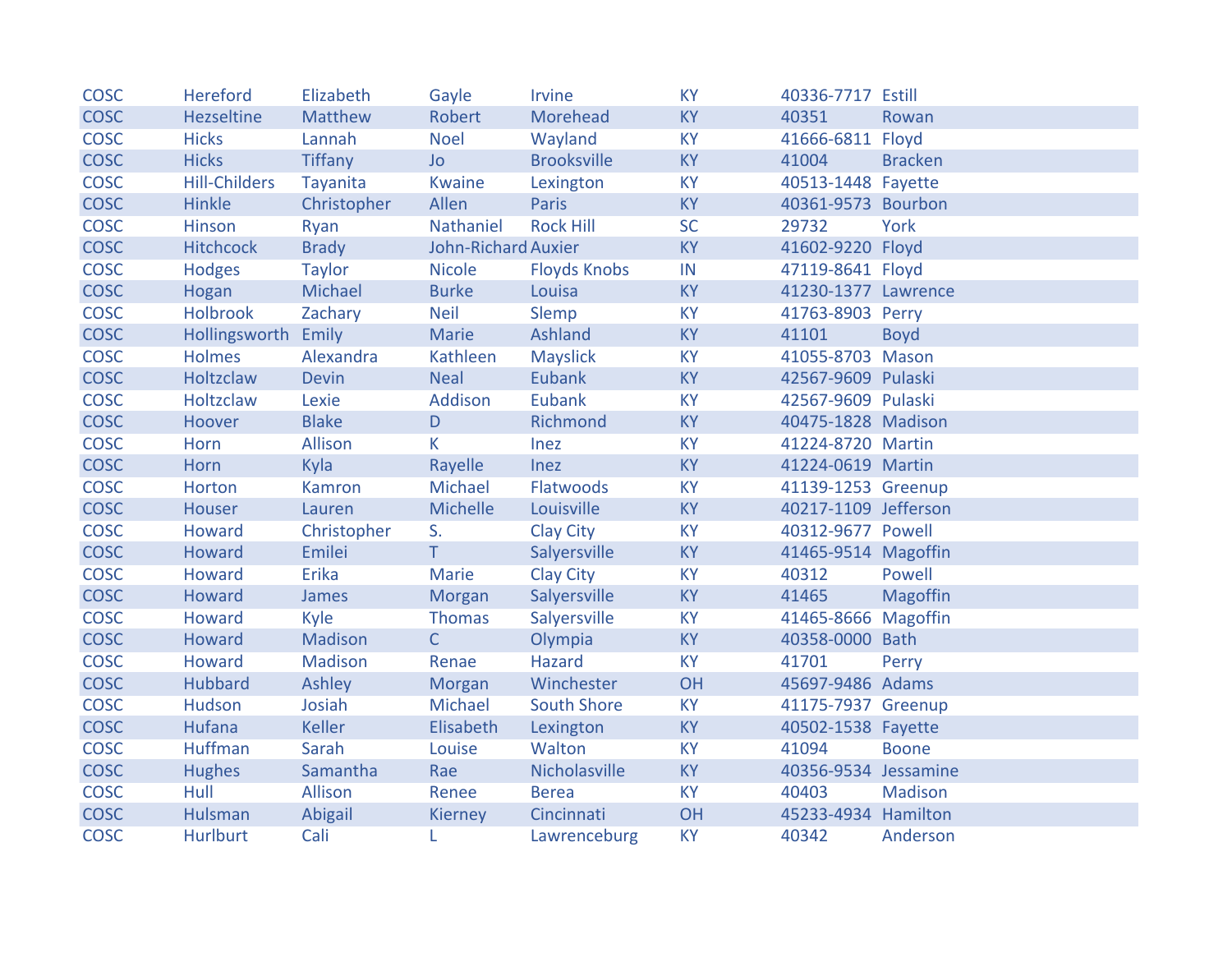| | | | | | | | |
|---|---|---|---|---|---|---|---|
| COSC | Hereford | Elizabeth | Gayle | Irvine | KY | 40336-7717 | Estill |
| COSC | Hezseltine | Matthew | Robert | Morehead | KY | 40351 | Rowan |
| COSC | Hicks | Lannah | Noel | Wayland | KY | 41666-6811 | Floyd |
| COSC | Hicks | Tiffany | Jo | Brooksville | KY | 41004 | Bracken |
| COSC | Hill-Childers | Tayanita | Kwaine | Lexington | KY | 40513-1448 | Fayette |
| COSC | Hinkle | Christopher | Allen | Paris | KY | 40361-9573 | Bourbon |
| COSC | Hinson | Ryan | Nathaniel | Rock Hill | SC | 29732 | York |
| COSC | Hitchcock | Brady | John-Richard | Auxier | KY | 41602-9220 | Floyd |
| COSC | Hodges | Taylor | Nicole | Floyds Knobs | IN | 47119-8641 | Floyd |
| COSC | Hogan | Michael | Burke | Louisa | KY | 41230-1377 | Lawrence |
| COSC | Holbrook | Zachary | Neil | Slemp | KY | 41763-8903 | Perry |
| COSC | Hollingsworth | Emily | Marie | Ashland | KY | 41101 | Boyd |
| COSC | Holmes | Alexandra | Kathleen | Mayslick | KY | 41055-8703 | Mason |
| COSC | Holtzclaw | Devin | Neal | Eubank | KY | 42567-9609 | Pulaski |
| COSC | Holtzclaw | Lexie | Addison | Eubank | KY | 42567-9609 | Pulaski |
| COSC | Hoover | Blake | D | Richmond | KY | 40475-1828 | Madison |
| COSC | Horn | Allison | K | Inez | KY | 41224-8720 | Martin |
| COSC | Horn | Kyla | Rayelle | Inez | KY | 41224-0619 | Martin |
| COSC | Horton | Kamron | Michael | Flatwoods | KY | 41139-1253 | Greenup |
| COSC | Houser | Lauren | Michelle | Louisville | KY | 40217-1109 | Jefferson |
| COSC | Howard | Christopher | S. | Clay City | KY | 40312-9677 | Powell |
| COSC | Howard | Emilei | T | Salyersville | KY | 41465-9514 | Magoffin |
| COSC | Howard | Erika | Marie | Clay City | KY | 40312 | Powell |
| COSC | Howard | James | Morgan | Salyersville | KY | 41465 | Magoffin |
| COSC | Howard | Kyle | Thomas | Salyersville | KY | 41465-8666 | Magoffin |
| COSC | Howard | Madison | C | Olympia | KY | 40358-0000 | Bath |
| COSC | Howard | Madison | Renae | Hazard | KY | 41701 | Perry |
| COSC | Hubbard | Ashley | Morgan | Winchester | OH | 45697-9486 | Adams |
| COSC | Hudson | Josiah | Michael | South Shore | KY | 41175-7937 | Greenup |
| COSC | Hufana | Keller | Elisabeth | Lexington | KY | 40502-1538 | Fayette |
| COSC | Huffman | Sarah | Louise | Walton | KY | 41094 | Boone |
| COSC | Hughes | Samantha | Rae | Nicholasville | KY | 40356-9534 | Jessamine |
| COSC | Hull | Allison | Renee | Berea | KY | 40403 | Madison |
| COSC | Hulsman | Abigail | Kierney | Cincinnati | OH | 45233-4934 | Hamilton |
| COSC | Hurlburt | Cali | L | Lawrenceburg | KY | 40342 | Anderson |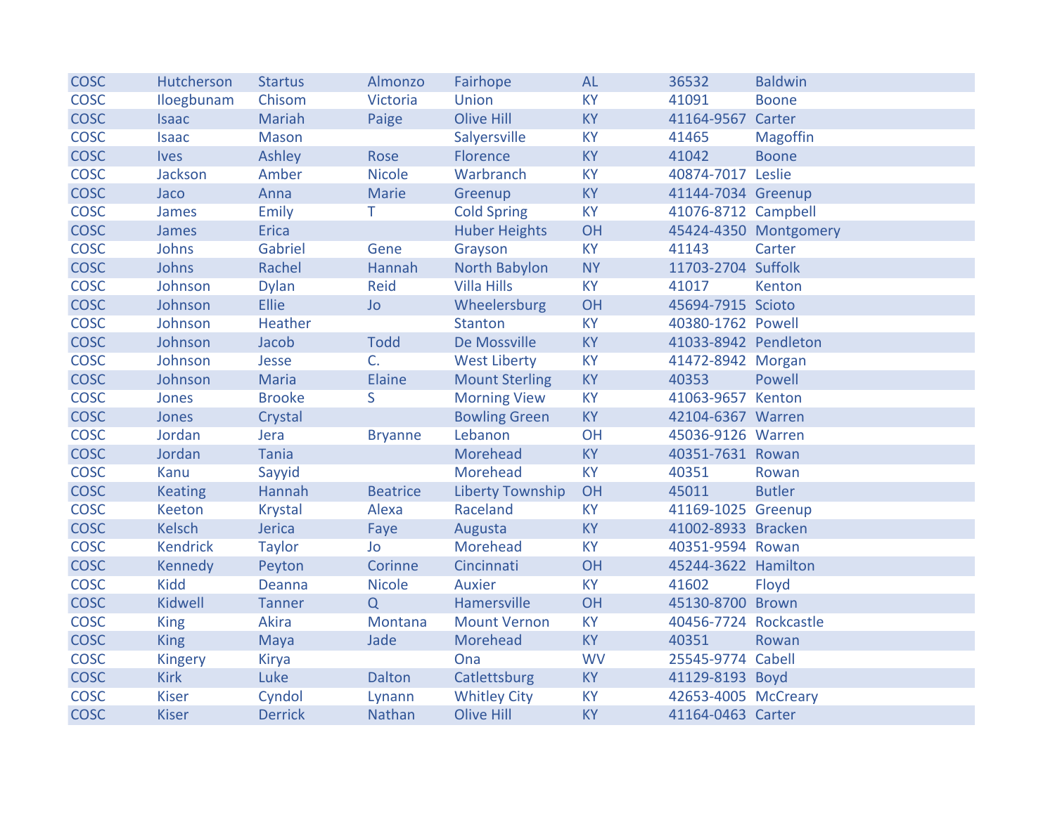| | | | | | | | |
|---|---|---|---|---|---|---|---|
| COSC | Hutcherson | Startus | Almonzo | Fairhope | AL | 36532 | Baldwin |
| COSC | Iloegbunam | Chisom | Victoria | Union | KY | 41091 | Boone |
| COSC | Isaac | Mariah | Paige | Olive Hill | KY | 41164-9567 | Carter |
| COSC | Isaac | Mason | | Salyersville | KY | 41465 | Magoffin |
| COSC | Ives | Ashley | Rose | Florence | KY | 41042 | Boone |
| COSC | Jackson | Amber | Nicole | Warbranch | KY | 40874-7017 | Leslie |
| COSC | Jaco | Anna | Marie | Greenup | KY | 41144-7034 | Greenup |
| COSC | James | Emily | T | Cold Spring | KY | 41076-8712 | Campbell |
| COSC | James | Erica | | Huber Heights | OH | 45424-4350 | Montgomery |
| COSC | Johns | Gabriel | Gene | Grayson | KY | 41143 | Carter |
| COSC | Johns | Rachel | Hannah | North Babylon | NY | 11703-2704 | Suffolk |
| COSC | Johnson | Dylan | Reid | Villa Hills | KY | 41017 | Kenton |
| COSC | Johnson | Ellie | Jo | Wheelersburg | OH | 45694-7915 | Scioto |
| COSC | Johnson | Heather | | Stanton | KY | 40380-1762 | Powell |
| COSC | Johnson | Jacob | Todd | De Mossville | KY | 41033-8942 | Pendleton |
| COSC | Johnson | Jesse | C. | West Liberty | KY | 41472-8942 | Morgan |
| COSC | Johnson | Maria | Elaine | Mount Sterling | KY | 40353 | Powell |
| COSC | Jones | Brooke | S | Morning View | KY | 41063-9657 | Kenton |
| COSC | Jones | Crystal | | Bowling Green | KY | 42104-6367 | Warren |
| COSC | Jordan | Jera | Bryanne | Lebanon | OH | 45036-9126 | Warren |
| COSC | Jordan | Tania | | Morehead | KY | 40351-7631 | Rowan |
| COSC | Kanu | Sayyid | | Morehead | KY | 40351 | Rowan |
| COSC | Keating | Hannah | Beatrice | Liberty Township | OH | 45011 | Butler |
| COSC | Keeton | Krystal | Alexa | Raceland | KY | 41169-1025 | Greenup |
| COSC | Kelsch | Jerica | Faye | Augusta | KY | 41002-8933 | Bracken |
| COSC | Kendrick | Taylor | Jo | Morehead | KY | 40351-9594 | Rowan |
| COSC | Kennedy | Peyton | Corinne | Cincinnati | OH | 45244-3622 | Hamilton |
| COSC | Kidd | Deanna | Nicole | Auxier | KY | 41602 | Floyd |
| COSC | Kidwell | Tanner | Q | Hamersville | OH | 45130-8700 | Brown |
| COSC | King | Akira | Montana | Mount Vernon | KY | 40456-7724 | Rockcastle |
| COSC | King | Maya | Jade | Morehead | KY | 40351 | Rowan |
| COSC | Kingery | Kirya | | Ona | WV | 25545-9774 | Cabell |
| COSC | Kirk | Luke | Dalton | Catlettsburg | KY | 41129-8193 | Boyd |
| COSC | Kiser | Cyndol | Lynann | Whitley City | KY | 42653-4005 | McCreary |
| COSC | Kiser | Derrick | Nathan | Olive Hill | KY | 41164-0463 | Carter |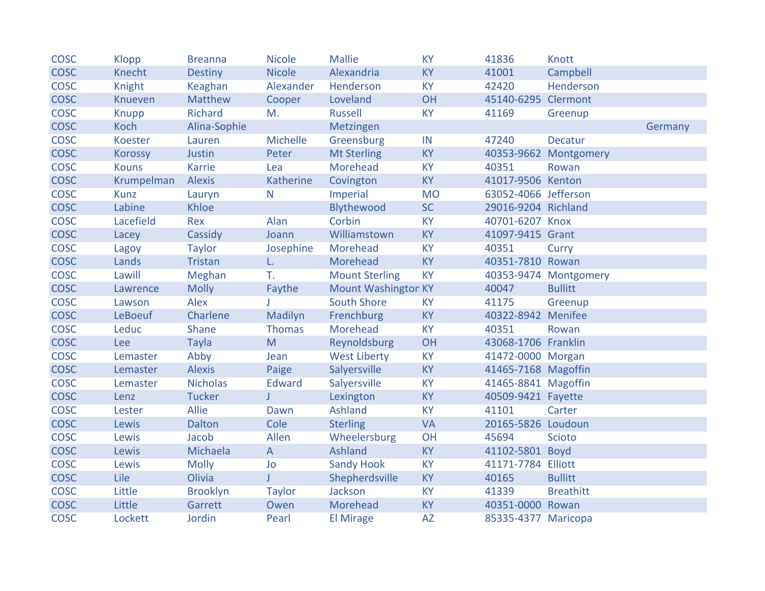| | | | | | | | | |
|---|---|---|---|---|---|---|---|---|
| COSC | Klopp | Breanna | Nicole | Mallie | KY | 41836 | Knott | |
| COSC | Knecht | Destiny | Nicole | Alexandria | KY | 41001 | Campbell | |
| COSC | Knight | Keaghan | Alexander | Henderson | KY | 42420 | Henderson | |
| COSC | Knueven | Matthew | Cooper | Loveland | OH | 45140-6295 | Clermont | |
| COSC | Knupp | Richard | M. | Russell | KY | 41169 | Greenup | |
| COSC | Koch | Alina-Sophie | | Metzingen | | | | Germany |
| COSC | Koester | Lauren | Michelle | Greensburg | IN | 47240 | Decatur | |
| COSC | Korossy | Justin | Peter | Mt Sterling | KY | 40353-9662 | Montgomery | |
| COSC | Kouns | Karrie | Lea | Morehead | KY | 40351 | Rowan | |
| COSC | Krumpelman | Alexis | Katherine | Covington | KY | 41017-9506 | Kenton | |
| COSC | Kunz | Lauryn | N | Imperial | MO | 63052-4066 | Jefferson | |
| COSC | Labine | Khloe | | Blythewood | SC | 29016-9204 | Richland | |
| COSC | Lacefield | Rex | Alan | Corbin | KY | 40701-6207 | Knox | |
| COSC | Lacey | Cassidy | Joann | Williamstown | KY | 41097-9415 | Grant | |
| COSC | Lagoy | Taylor | Josephine | Morehead | KY | 40351 | Curry | |
| COSC | Lands | Tristan | L. | Morehead | KY | 40351-7810 | Rowan | |
| COSC | Lawill | Meghan | T. | Mount Sterling | KY | 40353-9474 | Montgomery | |
| COSC | Lawrence | Molly | Faythe | Mount Washington | KY | 40047 | Bullitt | |
| COSC | Lawson | Alex | J | South Shore | KY | 41175 | Greenup | |
| COSC | LeBoeuf | Charlene | Madilyn | Frenchburg | KY | 40322-8942 | Menifee | |
| COSC | Leduc | Shane | Thomas | Morehead | KY | 40351 | Rowan | |
| COSC | Lee | Tayla | M | Reynoldsburg | OH | 43068-1706 | Franklin | |
| COSC | Lemaster | Abby | Jean | West Liberty | KY | 41472-0000 | Morgan | |
| COSC | Lemaster | Alexis | Paige | Salyersville | KY | 41465-7168 | Magoffin | |
| COSC | Lemaster | Nicholas | Edward | Salyersville | KY | 41465-8841 | Magoffin | |
| COSC | Lenz | Tucker | J | Lexington | KY | 40509-9421 | Fayette | |
| COSC | Lester | Allie | Dawn | Ashland | KY | 41101 | Carter | |
| COSC | Lewis | Dalton | Cole | Sterling | VA | 20165-5826 | Loudoun | |
| COSC | Lewis | Jacob | Allen | Wheelersburg | OH | 45694 | Scioto | |
| COSC | Lewis | Michaela | A | Ashland | KY | 41102-5801 | Boyd | |
| COSC | Lewis | Molly | Jo | Sandy Hook | KY | 41171-7784 | Elliott | |
| COSC | Lile | Olivia | J | Shepherdsville | KY | 40165 | Bullitt | |
| COSC | Little | Brooklyn | Taylor | Jackson | KY | 41339 | Breathitt | |
| COSC | Little | Garrett | Owen | Morehead | KY | 40351-0000 | Rowan | |
| COSC | Lockett | Jordin | Pearl | El Mirage | AZ | 85335-4377 | Maricopa | |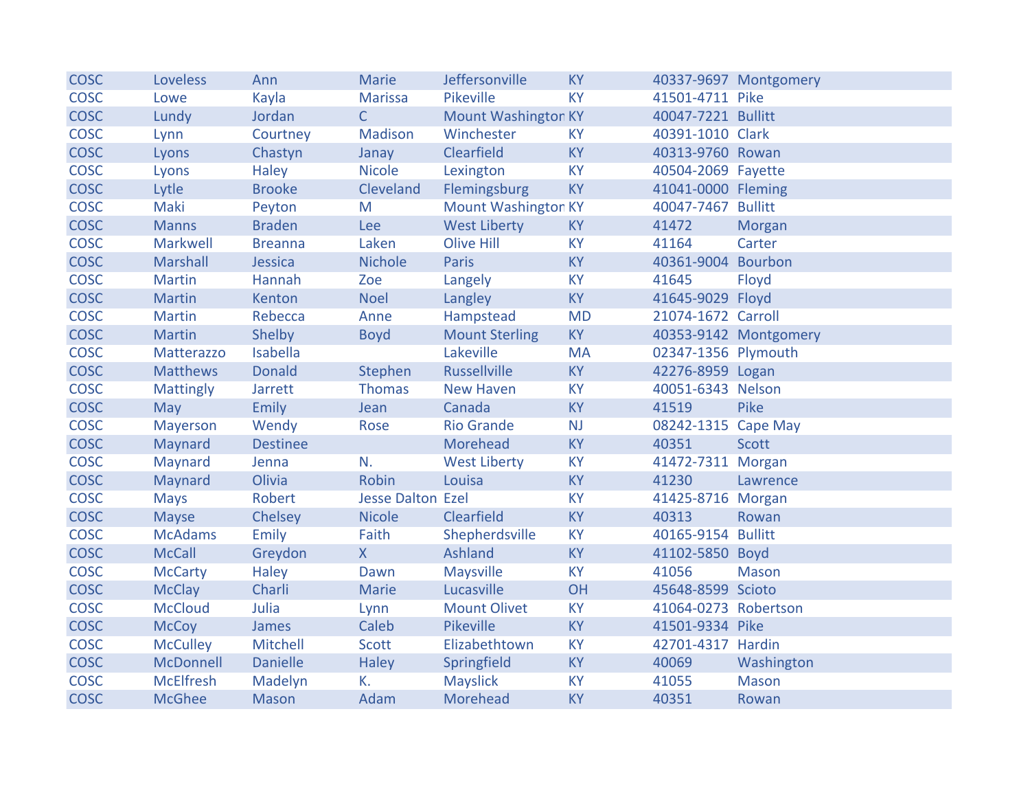| | | | | | | | |
|---|---|---|---|---|---|---|---|
| COSC | Loveless | Ann | Marie | Jeffersonville | KY | 40337-9697 | Montgomery |
| COSC | Lowe | Kayla | Marissa | Pikeville | KY | 41501-4711 | Pike |
| COSC | Lundy | Jordan | C | Mount Washington | KY | 40047-7221 | Bullitt |
| COSC | Lynn | Courtney | Madison | Winchester | KY | 40391-1010 | Clark |
| COSC | Lyons | Chastyn | Janay | Clearfield | KY | 40313-9760 | Rowan |
| COSC | Lyons | Haley | Nicole | Lexington | KY | 40504-2069 | Fayette |
| COSC | Lytle | Brooke | Cleveland | Flemingsburg | KY | 41041-0000 | Fleming |
| COSC | Maki | Peyton | M | Mount Washington | KY | 40047-7467 | Bullitt |
| COSC | Manns | Braden | Lee | West Liberty | KY | 41472 | Morgan |
| COSC | Markwell | Breanna | Laken | Olive Hill | KY | 41164 | Carter |
| COSC | Marshall | Jessica | Nichole | Paris | KY | 40361-9004 | Bourbon |
| COSC | Martin | Hannah | Zoe | Langely | KY | 41645 | Floyd |
| COSC | Martin | Kenton | Noel | Langley | KY | 41645-9029 | Floyd |
| COSC | Martin | Rebecca | Anne | Hampstead | MD | 21074-1672 | Carroll |
| COSC | Martin | Shelby | Boyd | Mount Sterling | KY | 40353-9142 | Montgomery |
| COSC | Matterazzo | Isabella | | Lakeville | MA | 02347-1356 | Plymouth |
| COSC | Matthews | Donald | Stephen | Russellville | KY | 42276-8959 | Logan |
| COSC | Mattingly | Jarrett | Thomas | New Haven | KY | 40051-6343 | Nelson |
| COSC | May | Emily | Jean | Canada | KY | 41519 | Pike |
| COSC | Mayerson | Wendy | Rose | Rio Grande | NJ | 08242-1315 | Cape May |
| COSC | Maynard | Destinee | | Morehead | KY | 40351 | Scott |
| COSC | Maynard | Jenna | N. | West Liberty | KY | 41472-7311 | Morgan |
| COSC | Maynard | Olivia | Robin | Louisa | KY | 41230 | Lawrence |
| COSC | Mays | Robert | Jesse Dalton | Ezel | KY | 41425-8716 | Morgan |
| COSC | Mayse | Chelsey | Nicole | Clearfield | KY | 40313 | Rowan |
| COSC | McAdams | Emily | Faith | Shepherdsville | KY | 40165-9154 | Bullitt |
| COSC | McCall | Greydon | X | Ashland | KY | 41102-5850 | Boyd |
| COSC | McCarty | Haley | Dawn | Maysville | KY | 41056 | Mason |
| COSC | McClay | Charli | Marie | Lucasville | OH | 45648-8599 | Scioto |
| COSC | McCloud | Julia | Lynn | Mount Olivet | KY | 41064-0273 | Robertson |
| COSC | McCoy | James | Caleb | Pikeville | KY | 41501-9334 | Pike |
| COSC | McCulley | Mitchell | Scott | Elizabethtown | KY | 42701-4317 | Hardin |
| COSC | McDonnell | Danielle | Haley | Springfield | KY | 40069 | Washington |
| COSC | McElfresh | Madelyn | K. | Mayslick | KY | 41055 | Mason |
| COSC | McGhee | Mason | Adam | Morehead | KY | 40351 | Rowan |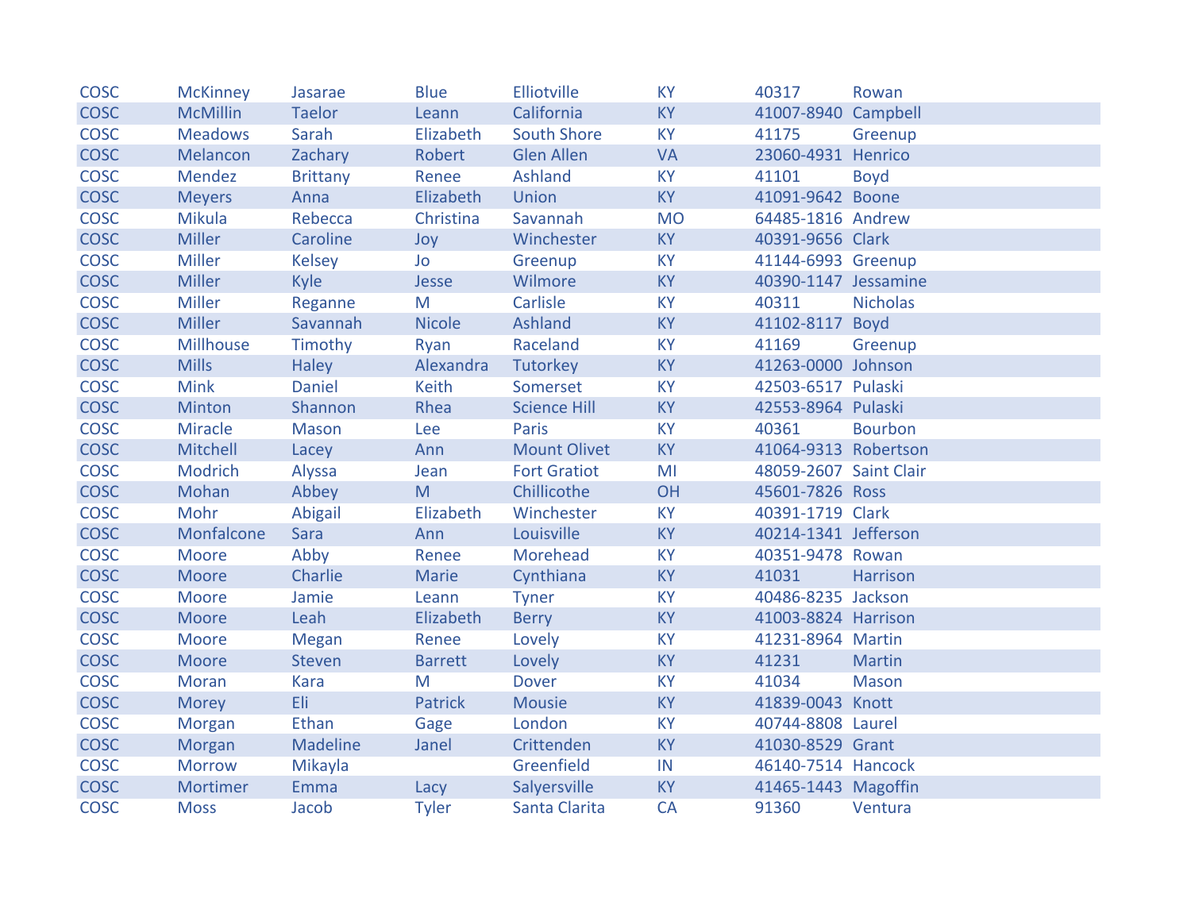| | | | | | | | |
|---|---|---|---|---|---|---|---|
| COSC | McKinney | Jasarae | Blue | Elliotville | KY | 40317 | Rowan |
| COSC | McMillin | Taelor | Leann | California | KY | 41007-8940 | Campbell |
| COSC | Meadows | Sarah | Elizabeth | South Shore | KY | 41175 | Greenup |
| COSC | Melancon | Zachary | Robert | Glen Allen | VA | 23060-4931 | Henrico |
| COSC | Mendez | Brittany | Renee | Ashland | KY | 41101 | Boyd |
| COSC | Meyers | Anna | Elizabeth | Union | KY | 41091-9642 | Boone |
| COSC | Mikula | Rebecca | Christina | Savannah | MO | 64485-1816 | Andrew |
| COSC | Miller | Caroline | Joy | Winchester | KY | 40391-9656 | Clark |
| COSC | Miller | Kelsey | Jo | Greenup | KY | 41144-6993 | Greenup |
| COSC | Miller | Kyle | Jesse | Wilmore | KY | 40390-1147 | Jessamine |
| COSC | Miller | Reganne | M | Carlisle | KY | 40311 | Nicholas |
| COSC | Miller | Savannah | Nicole | Ashland | KY | 41102-8117 | Boyd |
| COSC | Millhouse | Timothy | Ryan | Raceland | KY | 41169 | Greenup |
| COSC | Mills | Haley | Alexandra | Tutorkey | KY | 41263-0000 | Johnson |
| COSC | Mink | Daniel | Keith | Somerset | KY | 42503-6517 | Pulaski |
| COSC | Minton | Shannon | Rhea | Science Hill | KY | 42553-8964 | Pulaski |
| COSC | Miracle | Mason | Lee | Paris | KY | 40361 | Bourbon |
| COSC | Mitchell | Lacey | Ann | Mount Olivet | KY | 41064-9313 | Robertson |
| COSC | Modrich | Alyssa | Jean | Fort Gratiot | MI | 48059-2607 | Saint Clair |
| COSC | Mohan | Abbey | M | Chillicothe | OH | 45601-7826 | Ross |
| COSC | Mohr | Abigail | Elizabeth | Winchester | KY | 40391-1719 | Clark |
| COSC | Monfalcone | Sara | Ann | Louisville | KY | 40214-1341 | Jefferson |
| COSC | Moore | Abby | Renee | Morehead | KY | 40351-9478 | Rowan |
| COSC | Moore | Charlie | Marie | Cynthiana | KY | 41031 | Harrison |
| COSC | Moore | Jamie | Leann | Tyner | KY | 40486-8235 | Jackson |
| COSC | Moore | Leah | Elizabeth | Berry | KY | 41003-8824 | Harrison |
| COSC | Moore | Megan | Renee | Lovely | KY | 41231-8964 | Martin |
| COSC | Moore | Steven | Barrett | Lovely | KY | 41231 | Martin |
| COSC | Moran | Kara | M | Dover | KY | 41034 | Mason |
| COSC | Morey | Eli | Patrick | Mousie | KY | 41839-0043 | Knott |
| COSC | Morgan | Ethan | Gage | London | KY | 40744-8808 | Laurel |
| COSC | Morgan | Madeline | Janel | Crittenden | KY | 41030-8529 | Grant |
| COSC | Morrow | Mikayla | | Greenfield | IN | 46140-7514 | Hancock |
| COSC | Mortimer | Emma | Lacy | Salyersville | KY | 41465-1443 | Magoffin |
| COSC | Moss | Jacob | Tyler | Santa Clarita | CA | 91360 | Ventura |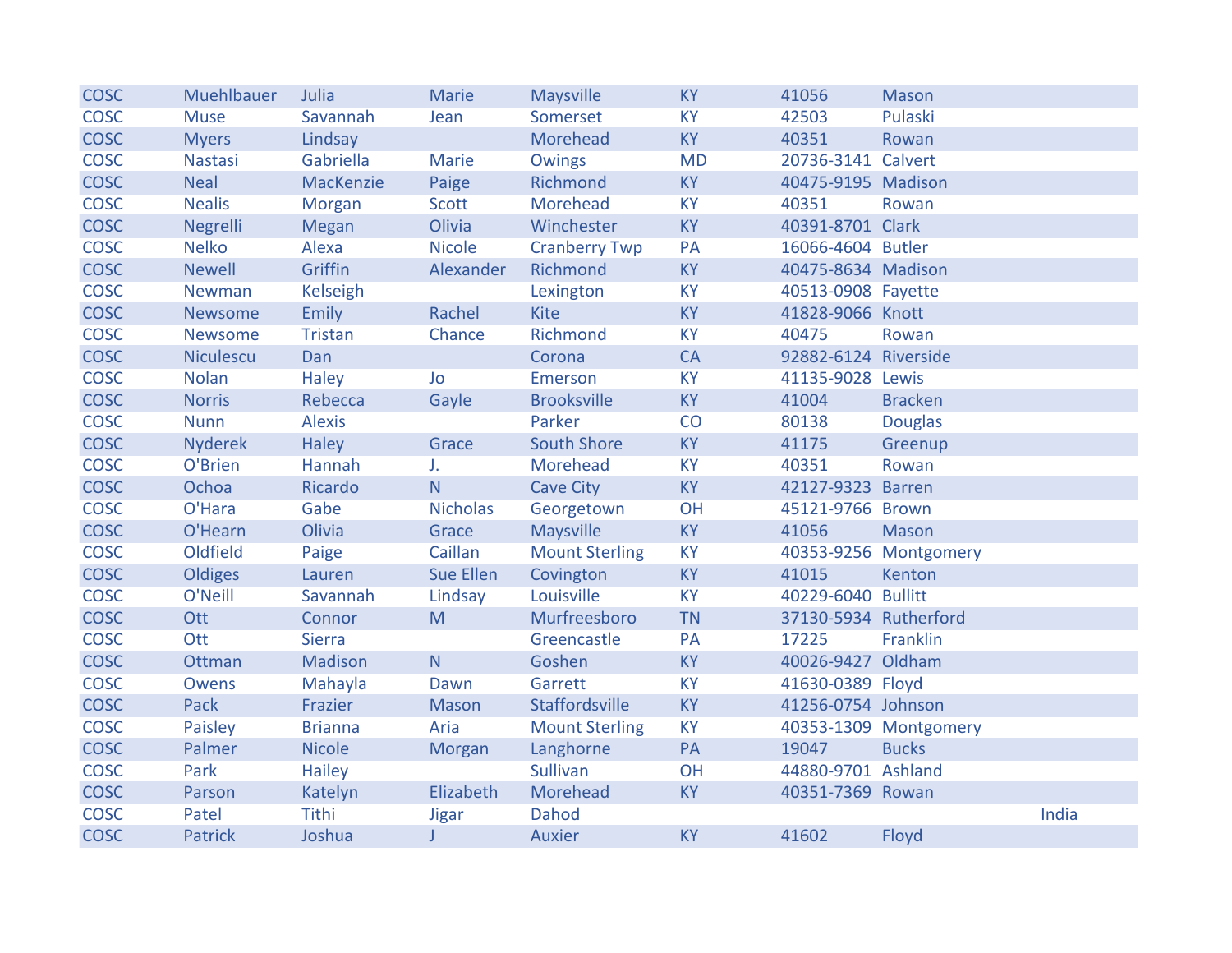| | | | | | | | | |
|---|---|---|---|---|---|---|---|---|
| COSC | Muehlbauer | Julia | Marie | Maysville | KY | 41056 | Mason | |
| COSC | Muse | Savannah | Jean | Somerset | KY | 42503 | Pulaski | |
| COSC | Myers | Lindsay | | Morehead | KY | 40351 | Rowan | |
| COSC | Nastasi | Gabriella | Marie | Owings | MD | 20736-3141 | Calvert | |
| COSC | Neal | MacKenzie | Paige | Richmond | KY | 40475-9195 | Madison | |
| COSC | Nealis | Morgan | Scott | Morehead | KY | 40351 | Rowan | |
| COSC | Negrelli | Megan | Olivia | Winchester | KY | 40391-8701 | Clark | |
| COSC | Nelko | Alexa | Nicole | Cranberry Twp | PA | 16066-4604 | Butler | |
| COSC | Newell | Griffin | Alexander | Richmond | KY | 40475-8634 | Madison | |
| COSC | Newman | Kelseigh | | Lexington | KY | 40513-0908 | Fayette | |
| COSC | Newsome | Emily | Rachel | Kite | KY | 41828-9066 | Knott | |
| COSC | Newsome | Tristan | Chance | Richmond | KY | 40475 | Rowan | |
| COSC | Niculescu | Dan | | Corona | CA | 92882-6124 | Riverside | |
| COSC | Nolan | Haley | Jo | Emerson | KY | 41135-9028 | Lewis | |
| COSC | Norris | Rebecca | Gayle | Brooksville | KY | 41004 | Bracken | |
| COSC | Nunn | Alexis | | Parker | CO | 80138 | Douglas | |
| COSC | Nyderek | Haley | Grace | South Shore | KY | 41175 | Greenup | |
| COSC | O'Brien | Hannah | J. | Morehead | KY | 40351 | Rowan | |
| COSC | Ochoa | Ricardo | N | Cave City | KY | 42127-9323 | Barren | |
| COSC | O'Hara | Gabe | Nicholas | Georgetown | OH | 45121-9766 | Brown | |
| COSC | O'Hearn | Olivia | Grace | Maysville | KY | 41056 | Mason | |
| COSC | Oldfield | Paige | Caillan | Mount Sterling | KY | 40353-9256 | Montgomery | |
| COSC | Oldiges | Lauren | Sue Ellen | Covington | KY | 41015 | Kenton | |
| COSC | O'Neill | Savannah | Lindsay | Louisville | KY | 40229-6040 | Bullitt | |
| COSC | Ott | Connor | M | Murfreesboro | TN | 37130-5934 | Rutherford | |
| COSC | Ott | Sierra | | Greencastle | PA | 17225 | Franklin | |
| COSC | Ottman | Madison | N | Goshen | KY | 40026-9427 | Oldham | |
| COSC | Owens | Mahayla | Dawn | Garrett | KY | 41630-0389 | Floyd | |
| COSC | Pack | Frazier | Mason | Staffordsville | KY | 41256-0754 | Johnson | |
| COSC | Paisley | Brianna | Aria | Mount Sterling | KY | 40353-1309 | Montgomery | |
| COSC | Palmer | Nicole | Morgan | Langhorne | PA | 19047 | Bucks | |
| COSC | Park | Hailey | | Sullivan | OH | 44880-9701 | Ashland | |
| COSC | Parson | Katelyn | Elizabeth | Morehead | KY | 40351-7369 | Rowan | |
| COSC | Patel | Tithi | Jigar | Dahod | | | | India |
| COSC | Patrick | Joshua | J | Auxier | KY | 41602 | Floyd | |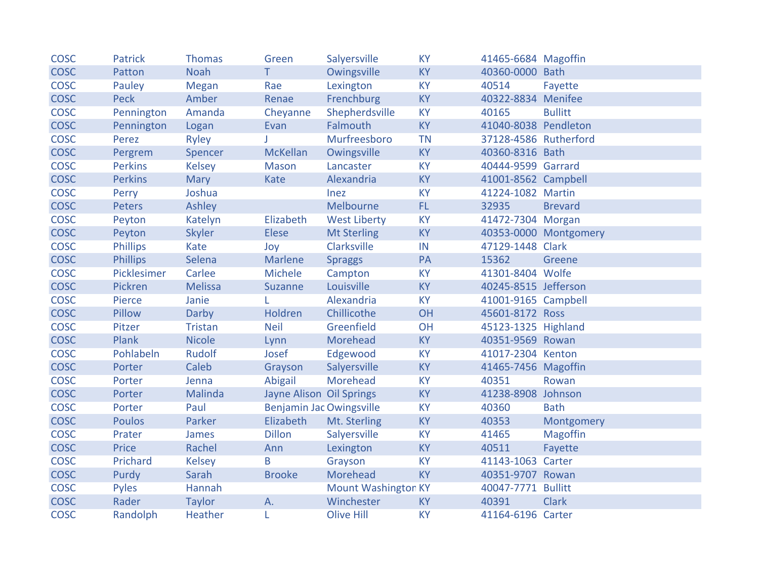| COSC | Patrick | Thomas | Green | Salyersville | KY | 41465-6684 | Magoffin |
|---|---|---|---|---|---|---|---|
| COSC | Patton | Noah | T | Owingsville | KY | 40360-0000 | Bath |
| COSC | Pauley | Megan | Rae | Lexington | KY | 40514 | Fayette |
| COSC | Peck | Amber | Renae | Frenchburg | KY | 40322-8834 | Menifee |
| COSC | Pennington | Amanda | Cheyanne | Shepherdsville | KY | 40165 | Bullitt |
| COSC | Pennington | Logan | Evan | Falmouth | KY | 41040-8038 | Pendleton |
| COSC | Perez | Ryley | J | Murfreesboro | TN | 37128-4586 | Rutherford |
| COSC | Pergrem | Spencer | McKellan | Owingsville | KY | 40360-8316 | Bath |
| COSC | Perkins | Kelsey | Mason | Lancaster | KY | 40444-9599 | Garrard |
| COSC | Perkins | Mary | Kate | Alexandria | KY | 41001-8562 | Campbell |
| COSC | Perry | Joshua | | Inez | KY | 41224-1082 | Martin |
| COSC | Peters | Ashley | | Melbourne | FL | 32935 | Brevard |
| COSC | Peyton | Katelyn | Elizabeth | West Liberty | KY | 41472-7304 | Morgan |
| COSC | Peyton | Skyler | Elese | Mt Sterling | KY | 40353-0000 | Montgomery |
| COSC | Phillips | Kate | Joy | Clarksville | IN | 47129-1448 | Clark |
| COSC | Phillips | Selena | Marlene | Spraggs | PA | 15362 | Greene |
| COSC | Picklesimer | Carlee | Michele | Campton | KY | 41301-8404 | Wolfe |
| COSC | Pickren | Melissa | Suzanne | Louisville | KY | 40245-8515 | Jefferson |
| COSC | Pierce | Janie | L | Alexandria | KY | 41001-9165 | Campbell |
| COSC | Pillow | Darby | Holdren | Chillicothe | OH | 45601-8172 | Ross |
| COSC | Pitzer | Tristan | Neil | Greenfield | OH | 45123-1325 | Highland |
| COSC | Plank | Nicole | Lynn | Morehead | KY | 40351-9569 | Rowan |
| COSC | Pohlabeln | Rudolf | Josef | Edgewood | KY | 41017-2304 | Kenton |
| COSC | Porter | Caleb | Grayson | Salyersville | KY | 41465-7456 | Magoffin |
| COSC | Porter | Jenna | Abigail | Morehead | KY | 40351 | Rowan |
| COSC | Porter | Malinda | Jayne Alison | Oil Springs | KY | 41238-8908 | Johnson |
| COSC | Porter | Paul | Benjamin Jac | Owingsville | KY | 40360 | Bath |
| COSC | Poulos | Parker | Elizabeth | Mt. Sterling | KY | 40353 | Montgomery |
| COSC | Prater | James | Dillon | Salyersville | KY | 41465 | Magoffin |
| COSC | Price | Rachel | Ann | Lexington | KY | 40511 | Fayette |
| COSC | Prichard | Kelsey | B | Grayson | KY | 41143-1063 | Carter |
| COSC | Purdy | Sarah | Brooke | Morehead | KY | 40351-9707 | Rowan |
| COSC | Pyles | Hannah | | Mount Washington | KY | 40047-7771 | Bullitt |
| COSC | Rader | Taylor | A. | Winchester | KY | 40391 | Clark |
| COSC | Randolph | Heather | L | Olive Hill | KY | 41164-6196 | Carter |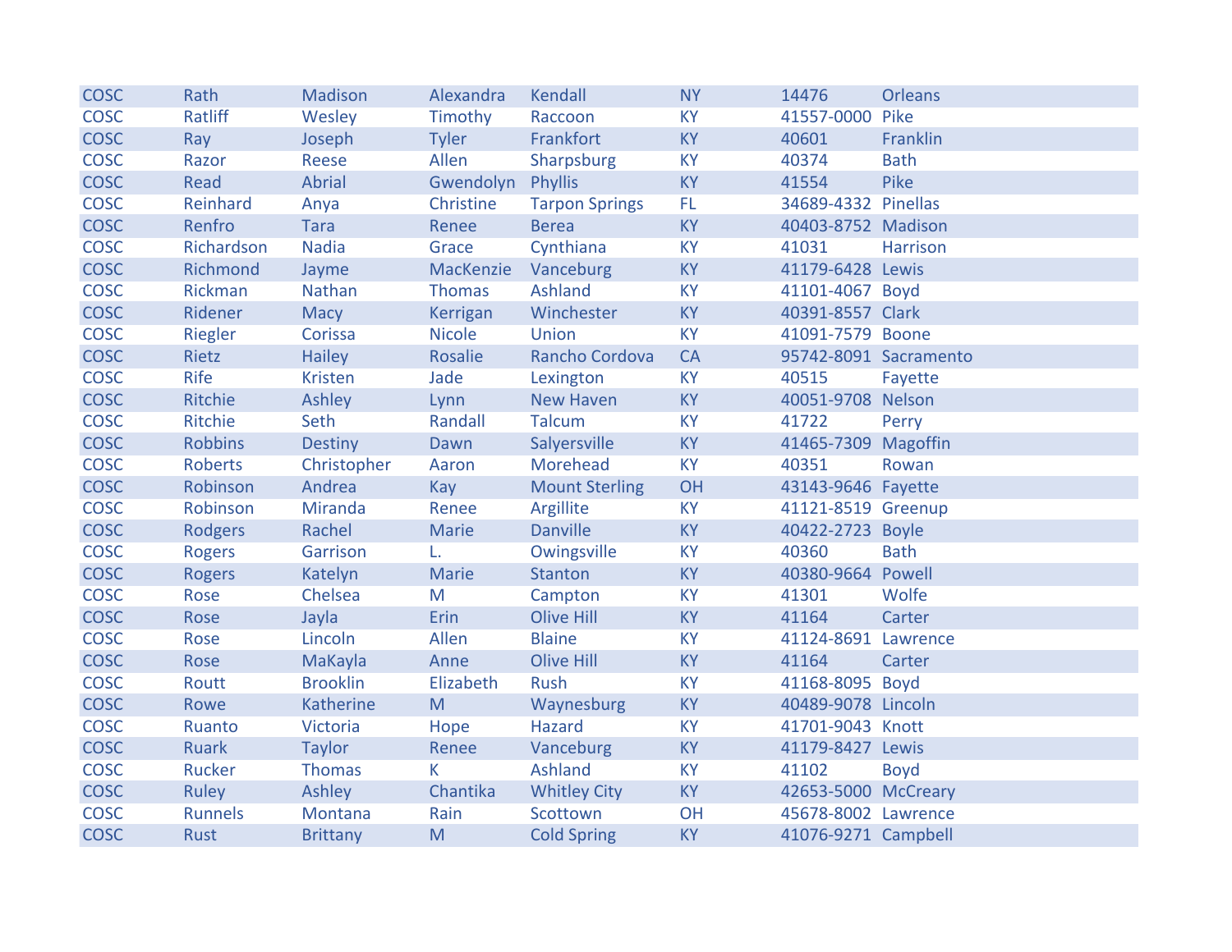| COSC | Rath | Madison | Alexandra | Kendall | NY | 14476 | Orleans |
|---|---|---|---|---|---|---|---|
| COSC | Ratliff | Wesley | Timothy | Raccoon | KY | 41557-0000 | Pike |
| COSC | Ray | Joseph | Tyler | Frankfort | KY | 40601 | Franklin |
| COSC | Razor | Reese | Allen | Sharpsburg | KY | 40374 | Bath |
| COSC | Read | Abrial | Gwendolyn | Phyllis | KY | 41554 | Pike |
| COSC | Reinhard | Anya | Christine | Tarpon Springs | FL | 34689-4332 | Pinellas |
| COSC | Renfro | Tara | Renee | Berea | KY | 40403-8752 | Madison |
| COSC | Richardson | Nadia | Grace | Cynthiana | KY | 41031 | Harrison |
| COSC | Richmond | Jayme | MacKenzie | Vanceburg | KY | 41179-6428 | Lewis |
| COSC | Rickman | Nathan | Thomas | Ashland | KY | 41101-4067 | Boyd |
| COSC | Ridener | Macy | Kerrigan | Winchester | KY | 40391-8557 | Clark |
| COSC | Riegler | Corissa | Nicole | Union | KY | 41091-7579 | Boone |
| COSC | Rietz | Hailey | Rosalie | Rancho Cordova | CA | 95742-8091 | Sacramento |
| COSC | Rife | Kristen | Jade | Lexington | KY | 40515 | Fayette |
| COSC | Ritchie | Ashley | Lynn | New Haven | KY | 40051-9708 | Nelson |
| COSC | Ritchie | Seth | Randall | Talcum | KY | 41722 | Perry |
| COSC | Robbins | Destiny | Dawn | Salyersville | KY | 41465-7309 | Magoffin |
| COSC | Roberts | Christopher | Aaron | Morehead | KY | 40351 | Rowan |
| COSC | Robinson | Andrea | Kay | Mount Sterling | OH | 43143-9646 | Fayette |
| COSC | Robinson | Miranda | Renee | Argillite | KY | 41121-8519 | Greenup |
| COSC | Rodgers | Rachel | Marie | Danville | KY | 40422-2723 | Boyle |
| COSC | Rogers | Garrison | L. | Owingsville | KY | 40360 | Bath |
| COSC | Rogers | Katelyn | Marie | Stanton | KY | 40380-9664 | Powell |
| COSC | Rose | Chelsea | M | Campton | KY | 41301 | Wolfe |
| COSC | Rose | Jayla | Erin | Olive Hill | KY | 41164 | Carter |
| COSC | Rose | Lincoln | Allen | Blaine | KY | 41124-8691 | Lawrence |
| COSC | Rose | MaKayla | Anne | Olive Hill | KY | 41164 | Carter |
| COSC | Routt | Brooklin | Elizabeth | Rush | KY | 41168-8095 | Boyd |
| COSC | Rowe | Katherine | M | Waynesburg | KY | 40489-9078 | Lincoln |
| COSC | Ruanto | Victoria | Hope | Hazard | KY | 41701-9043 | Knott |
| COSC | Ruark | Taylor | Renee | Vanceburg | KY | 41179-8427 | Lewis |
| COSC | Rucker | Thomas | K | Ashland | KY | 41102 | Boyd |
| COSC | Ruley | Ashley | Chantika | Whitley City | KY | 42653-5000 | McCreary |
| COSC | Runnels | Montana | Rain | Scottown | OH | 45678-8002 | Lawrence |
| COSC | Rust | Brittany | M | Cold Spring | KY | 41076-9271 | Campbell |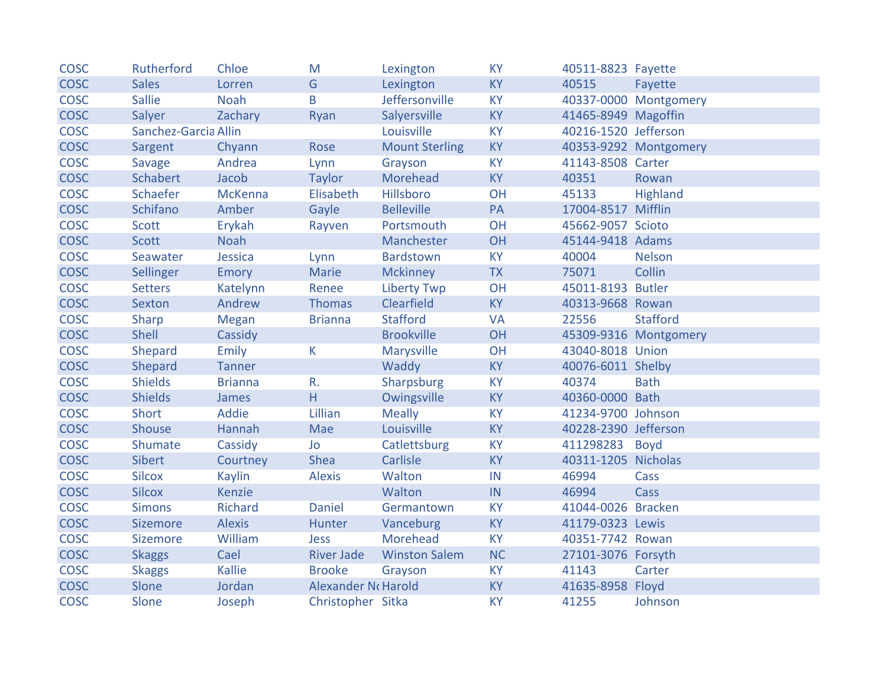| | | | | | | | |
|---|---|---|---|---|---|---|---|
| COSC | Rutherford | Chloe | M | Lexington | KY | 40511-8823 | Fayette |
| COSC | Sales | Lorren | G | Lexington | KY | 40515 | Fayette |
| COSC | Sallie | Noah | B | Jeffersonville | KY | 40337-0000 | Montgomery |
| COSC | Salyer | Zachary | Ryan | Salyersville | KY | 41465-8949 | Magoffin |
| COSC | Sanchez-Garcia | Allin | | Louisville | KY | 40216-1520 | Jefferson |
| COSC | Sargent | Chyann | Rose | Mount Sterling | KY | 40353-9292 | Montgomery |
| COSC | Savage | Andrea | Lynn | Grayson | KY | 41143-8508 | Carter |
| COSC | Schabert | Jacob | Taylor | Morehead | KY | 40351 | Rowan |
| COSC | Schaefer | McKenna | Elisabeth | Hillsboro | OH | 45133 | Highland |
| COSC | Schifano | Amber | Gayle | Belleville | PA | 17004-8517 | Mifflin |
| COSC | Scott | Erykah | Rayven | Portsmouth | OH | 45662-9057 | Scioto |
| COSC | Scott | Noah | | Manchester | OH | 45144-9418 | Adams |
| COSC | Seawater | Jessica | Lynn | Bardstown | KY | 40004 | Nelson |
| COSC | Sellinger | Emory | Marie | Mckinney | TX | 75071 | Collin |
| COSC | Setters | Katelynn | Renee | Liberty Twp | OH | 45011-8193 | Butler |
| COSC | Sexton | Andrew | Thomas | Clearfield | KY | 40313-9668 | Rowan |
| COSC | Sharp | Megan | Brianna | Stafford | VA | 22556 | Stafford |
| COSC | Shell | Cassidy | | Brookville | OH | 45309-9316 | Montgomery |
| COSC | Shepard | Emily | K | Marysville | OH | 43040-8018 | Union |
| COSC | Shepard | Tanner | | Waddy | KY | 40076-6011 | Shelby |
| COSC | Shields | Brianna | R. | Sharpsburg | KY | 40374 | Bath |
| COSC | Shields | James | H | Owingsville | KY | 40360-0000 | Bath |
| COSC | Short | Addie | Lillian | Meally | KY | 41234-9700 | Johnson |
| COSC | Shouse | Hannah | Mae | Louisville | KY | 40228-2390 | Jefferson |
| COSC | Shumate | Cassidy | Jo | Catlettsburg | KY | 411298283 | Boyd |
| COSC | Sibert | Courtney | Shea | Carlisle | KY | 40311-1205 | Nicholas |
| COSC | Silcox | Kaylin | Alexis | Walton | IN | 46994 | Cass |
| COSC | Silcox | Kenzie | | Walton | IN | 46994 | Cass |
| COSC | Simons | Richard | Daniel | Germantown | KY | 41044-0026 | Bracken |
| COSC | Sizemore | Alexis | Hunter | Vanceburg | KY | 41179-0323 | Lewis |
| COSC | Sizemore | William | Jess | Morehead | KY | 40351-7742 | Rowan |
| COSC | Skaggs | Cael | River Jade | Winston Salem | NC | 27101-3076 | Forsyth |
| COSC | Skaggs | Kallie | Brooke | Grayson | KY | 41143 | Carter |
| COSC | Slone | Jordan | Alexander N | Harold | KY | 41635-8958 | Floyd |
| COSC | Slone | Joseph | Christopher | Sitka | KY | 41255 | Johnson |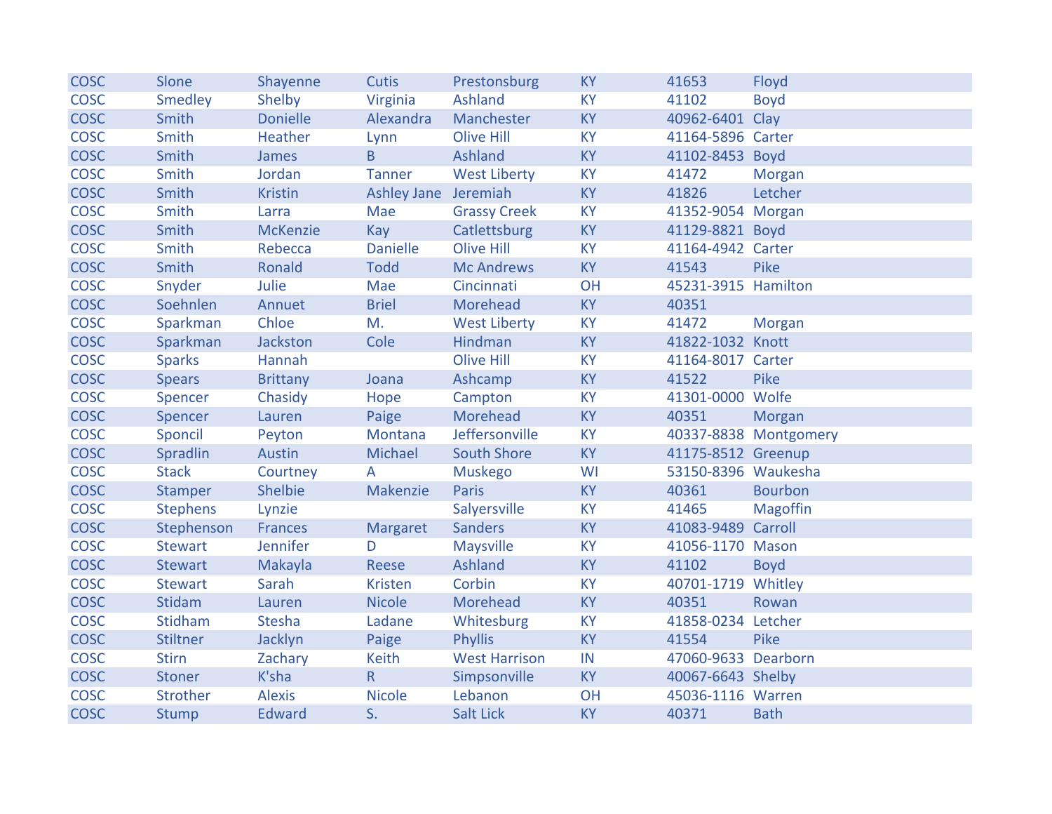| | | | | | | | |
|---|---|---|---|---|---|---|---|
| COSC | Slone | Shayenne | Cutis | Prestonsburg | KY | 41653 | Floyd |
| COSC | Smedley | Shelby | Virginia | Ashland | KY | 41102 | Boyd |
| COSC | Smith | Donielle | Alexandra | Manchester | KY | 40962-6401 | Clay |
| COSC | Smith | Heather | Lynn | Olive Hill | KY | 41164-5896 | Carter |
| COSC | Smith | James | B | Ashland | KY | 41102-8453 | Boyd |
| COSC | Smith | Jordan | Tanner | West Liberty | KY | 41472 | Morgan |
| COSC | Smith | Kristin | Ashley Jane | Jeremiah | KY | 41826 | Letcher |
| COSC | Smith | Larra | Mae | Grassy Creek | KY | 41352-9054 | Morgan |
| COSC | Smith | McKenzie | Kay | Catlettsburg | KY | 41129-8821 | Boyd |
| COSC | Smith | Rebecca | Danielle | Olive Hill | KY | 41164-4942 | Carter |
| COSC | Smith | Ronald | Todd | Mc Andrews | KY | 41543 | Pike |
| COSC | Snyder | Julie | Mae | Cincinnati | OH | 45231-3915 | Hamilton |
| COSC | Soehnlen | Annuet | Briel | Morehead | KY | 40351 | |
| COSC | Sparkman | Chloe | M. | West Liberty | KY | 41472 | Morgan |
| COSC | Sparkman | Jackston | Cole | Hindman | KY | 41822-1032 | Knott |
| COSC | Sparks | Hannah | | Olive Hill | KY | 41164-8017 | Carter |
| COSC | Spears | Brittany | Joana | Ashcamp | KY | 41522 | Pike |
| COSC | Spencer | Chasidy | Hope | Campton | KY | 41301-0000 | Wolfe |
| COSC | Spencer | Lauren | Paige | Morehead | KY | 40351 | Morgan |
| COSC | Sponcil | Peyton | Montana | Jeffersonville | KY | 40337-8838 | Montgomery |
| COSC | Spradlin | Austin | Michael | South Shore | KY | 41175-8512 | Greenup |
| COSC | Stack | Courtney | A | Muskego | WI | 53150-8396 | Waukesha |
| COSC | Stamper | Shelbie | Makenzie | Paris | KY | 40361 | Bourbon |
| COSC | Stephens | Lynzie | | Salyersville | KY | 41465 | Magoffin |
| COSC | Stephenson | Frances | Margaret | Sanders | KY | 41083-9489 | Carroll |
| COSC | Stewart | Jennifer | D | Maysville | KY | 41056-1170 | Mason |
| COSC | Stewart | Makayla | Reese | Ashland | KY | 41102 | Boyd |
| COSC | Stewart | Sarah | Kristen | Corbin | KY | 40701-1719 | Whitley |
| COSC | Stidam | Lauren | Nicole | Morehead | KY | 40351 | Rowan |
| COSC | Stidham | Stesha | Ladane | Whitesburg | KY | 41858-0234 | Letcher |
| COSC | Stiltner | Jacklyn | Paige | Phyllis | KY | 41554 | Pike |
| COSC | Stirn | Zachary | Keith | West Harrison | IN | 47060-9633 | Dearborn |
| COSC | Stoner | K'sha | R | Simpsonville | KY | 40067-6643 | Shelby |
| COSC | Strother | Alexis | Nicole | Lebanon | OH | 45036-1116 | Warren |
| COSC | Stump | Edward | S. | Salt Lick | KY | 40371 | Bath |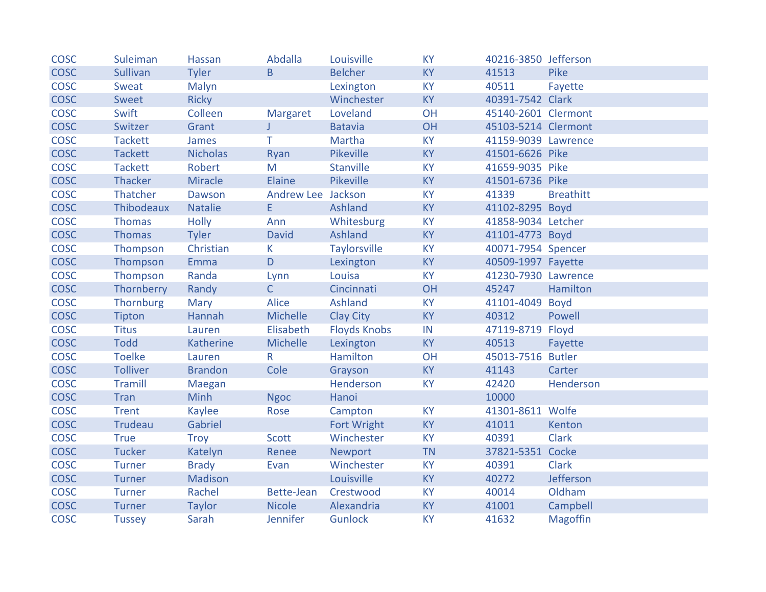| COSC | Suleiman | Hassan | Abdalla | Louisville | KY | 40216-3850 | Jefferson |
|---|---|---|---|---|---|---|---|
| COSC | Sullivan | Tyler | B | Belcher | KY | 41513 | Pike |
| COSC | Sweat | Malyn | | Lexington | KY | 40511 | Fayette |
| COSC | Sweet | Ricky | | Winchester | KY | 40391-7542 | Clark |
| COSC | Swift | Colleen | Margaret | Loveland | OH | 45140-2601 | Clermont |
| COSC | Switzer | Grant | J | Batavia | OH | 45103-5214 | Clermont |
| COSC | Tackett | James | T | Martha | KY | 41159-9039 | Lawrence |
| COSC | Tackett | Nicholas | Ryan | Pikeville | KY | 41501-6626 | Pike |
| COSC | Tackett | Robert | M | Stanville | KY | 41659-9035 | Pike |
| COSC | Thacker | Miracle | Elaine | Pikeville | KY | 41501-6736 | Pike |
| COSC | Thatcher | Dawson | Andrew Lee | Jackson | KY | 41339 | Breathitt |
| COSC | Thibodeaux | Natalie | E | Ashland | KY | 41102-8295 | Boyd |
| COSC | Thomas | Holly | Ann | Whitesburg | KY | 41858-9034 | Letcher |
| COSC | Thomas | Tyler | David | Ashland | KY | 41101-4773 | Boyd |
| COSC | Thompson | Christian | K | Taylorsville | KY | 40071-7954 | Spencer |
| COSC | Thompson | Emma | D | Lexington | KY | 40509-1997 | Fayette |
| COSC | Thompson | Randa | Lynn | Louisa | KY | 41230-7930 | Lawrence |
| COSC | Thornberry | Randy | C | Cincinnati | OH | 45247 | Hamilton |
| COSC | Thornburg | Mary | Alice | Ashland | KY | 41101-4049 | Boyd |
| COSC | Tipton | Hannah | Michelle | Clay City | KY | 40312 | Powell |
| COSC | Titus | Lauren | Elisabeth | Floyds Knobs | IN | 47119-8719 | Floyd |
| COSC | Todd | Katherine | Michelle | Lexington | KY | 40513 | Fayette |
| COSC | Toelke | Lauren | R | Hamilton | OH | 45013-7516 | Butler |
| COSC | Tolliver | Brandon | Cole | Grayson | KY | 41143 | Carter |
| COSC | Tramill | Maegan | | Henderson | KY | 42420 | Henderson |
| COSC | Tran | Minh | Ngoc | Hanoi | | 10000 | |
| COSC | Trent | Kaylee | Rose | Campton | KY | 41301-8611 | Wolfe |
| COSC | Trudeau | Gabriel | | Fort Wright | KY | 41011 | Kenton |
| COSC | True | Troy | Scott | Winchester | KY | 40391 | Clark |
| COSC | Tucker | Katelyn | Renee | Newport | TN | 37821-5351 | Cocke |
| COSC | Turner | Brady | Evan | Winchester | KY | 40391 | Clark |
| COSC | Turner | Madison | | Louisville | KY | 40272 | Jefferson |
| COSC | Turner | Rachel | Bette-Jean | Crestwood | KY | 40014 | Oldham |
| COSC | Turner | Taylor | Nicole | Alexandria | KY | 41001 | Campbell |
| COSC | Tussey | Sarah | Jennifer | Gunlock | KY | 41632 | Magoffin |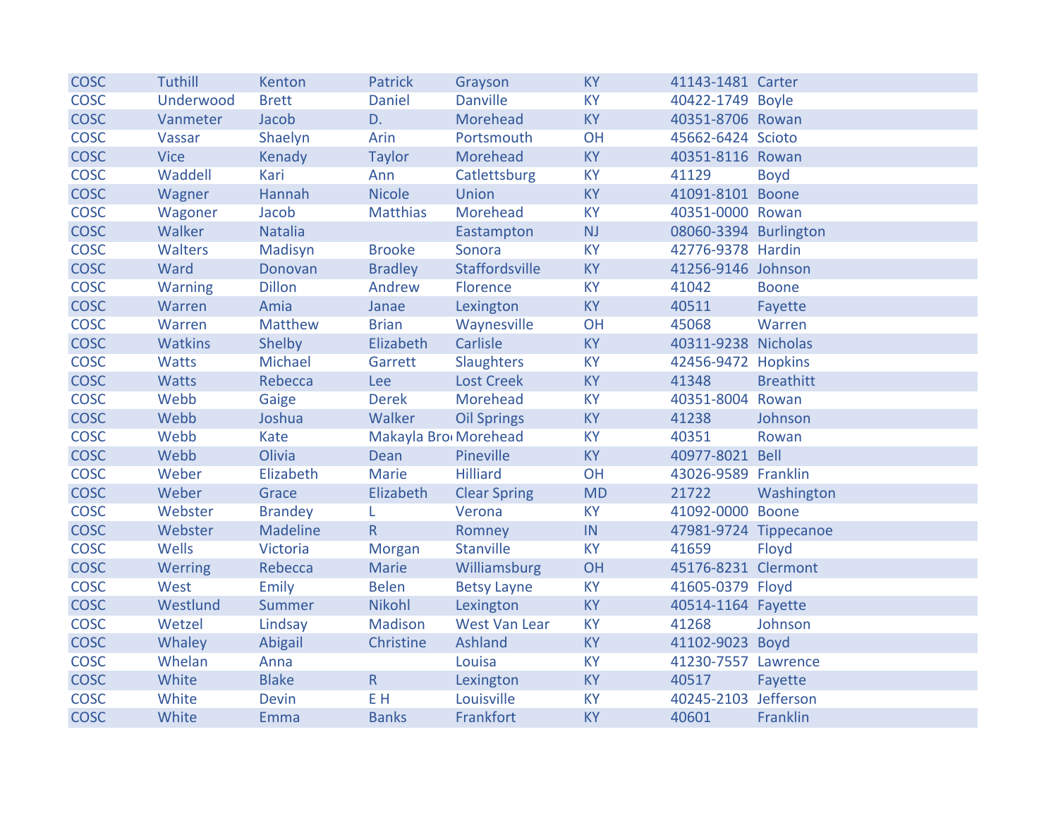| COSC | Tuthill | Kenton | Patrick | Grayson | KY | 41143-1481 | Carter |
|---|---|---|---|---|---|---|---|
| COSC | Underwood | Brett | Daniel | Danville | KY | 40422-1749 | Boyle |
| COSC | Vanmeter | Jacob | D. | Morehead | KY | 40351-8706 | Rowan |
| COSC | Vassar | Shaelyn | Arin | Portsmouth | OH | 45662-6424 | Scioto |
| COSC | Vice | Kenady | Taylor | Morehead | KY | 40351-8116 | Rowan |
| COSC | Waddell | Kari | Ann | Catlettsburg | KY | 41129 | Boyd |
| COSC | Wagner | Hannah | Nicole | Union | KY | 41091-8101 | Boone |
| COSC | Wagoner | Jacob | Matthias | Morehead | KY | 40351-0000 | Rowan |
| COSC | Walker | Natalia | | Eastampton | NJ | 08060-3394 | Burlington |
| COSC | Walters | Madisyn | Brooke | Sonora | KY | 42776-9378 | Hardin |
| COSC | Ward | Donovan | Bradley | Staffordsville | KY | 41256-9146 | Johnson |
| COSC | Warning | Dillon | Andrew | Florence | KY | 41042 | Boone |
| COSC | Warren | Amia | Janae | Lexington | KY | 40511 | Fayette |
| COSC | Warren | Matthew | Brian | Waynesville | OH | 45068 | Warren |
| COSC | Watkins | Shelby | Elizabeth | Carlisle | KY | 40311-9238 | Nicholas |
| COSC | Watts | Michael | Garrett | Slaughters | KY | 42456-9472 | Hopkins |
| COSC | Watts | Rebecca | Lee | Lost Creek | KY | 41348 | Breathitt |
| COSC | Webb | Gaige | Derek | Morehead | KY | 40351-8004 | Rowan |
| COSC | Webb | Joshua | Walker | Oil Springs | KY | 41238 | Johnson |
| COSC | Webb | Kate | Makayla Bro | Morehead | KY | 40351 | Rowan |
| COSC | Webb | Olivia | Dean | Pineville | KY | 40977-8021 | Bell |
| COSC | Weber | Elizabeth | Marie | Hilliard | OH | 43026-9589 | Franklin |
| COSC | Weber | Grace | Elizabeth | Clear Spring | MD | 21722 | Washington |
| COSC | Webster | Brandey | L | Verona | KY | 41092-0000 | Boone |
| COSC | Webster | Madeline | R | Romney | IN | 47981-9724 | Tippecanoe |
| COSC | Wells | Victoria | Morgan | Stanville | KY | 41659 | Floyd |
| COSC | Werring | Rebecca | Marie | Williamsburg | OH | 45176-8231 | Clermont |
| COSC | West | Emily | Belen | Betsy Layne | KY | 41605-0379 | Floyd |
| COSC | Westlund | Summer | Nikohl | Lexington | KY | 40514-1164 | Fayette |
| COSC | Wetzel | Lindsay | Madison | West Van Lear | KY | 41268 | Johnson |
| COSC | Whaley | Abigail | Christine | Ashland | KY | 41102-9023 | Boyd |
| COSC | Whelan | Anna | | Louisa | KY | 41230-7557 | Lawrence |
| COSC | White | Blake | R | Lexington | KY | 40517 | Fayette |
| COSC | White | Devin | E H | Louisville | KY | 40245-2103 | Jefferson |
| COSC | White | Emma | Banks | Frankfort | KY | 40601 | Franklin |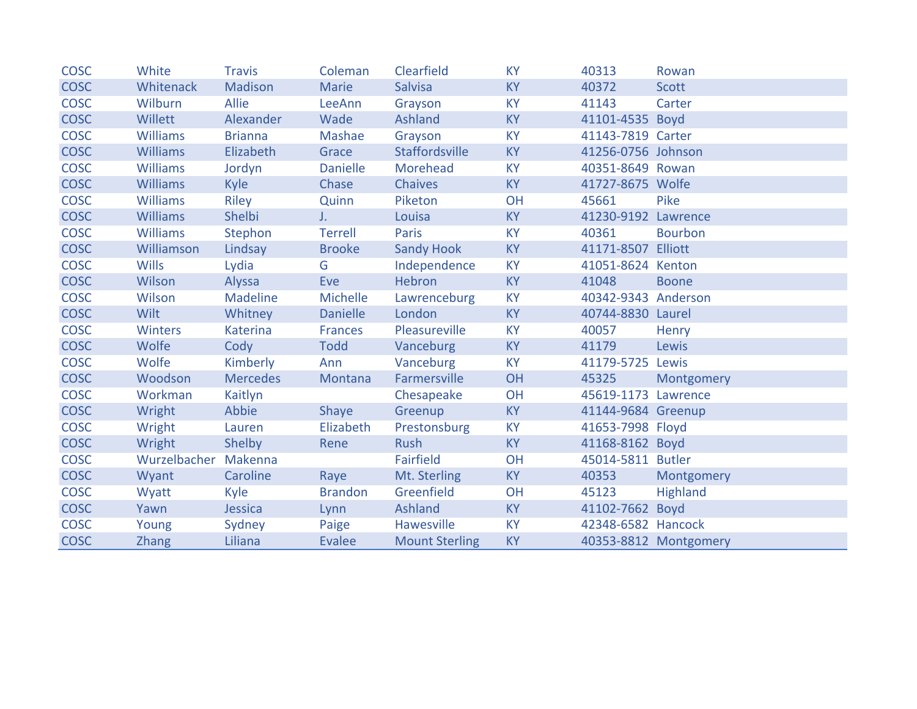| | | | | | | | |
|---|---|---|---|---|---|---|---|
| COSC | White | Travis | Coleman | Clearfield | KY | 40313 | Rowan |
| COSC | Whitenack | Madison | Marie | Salvisa | KY | 40372 | Scott |
| COSC | Wilburn | Allie | LeeAnn | Grayson | KY | 41143 | Carter |
| COSC | Willett | Alexander | Wade | Ashland | KY | 41101-4535 | Boyd |
| COSC | Williams | Brianna | Mashae | Grayson | KY | 41143-7819 | Carter |
| COSC | Williams | Elizabeth | Grace | Staffordsville | KY | 41256-0756 | Johnson |
| COSC | Williams | Jordyn | Danielle | Morehead | KY | 40351-8649 | Rowan |
| COSC | Williams | Kyle | Chase | Chaives | KY | 41727-8675 | Wolfe |
| COSC | Williams | Riley | Quinn | Piketon | OH | 45661 | Pike |
| COSC | Williams | Shelbi | J. | Louisa | KY | 41230-9192 | Lawrence |
| COSC | Williams | Stephon | Terrell | Paris | KY | 40361 | Bourbon |
| COSC | Williamson | Lindsay | Brooke | Sandy Hook | KY | 41171-8507 | Elliott |
| COSC | Wills | Lydia | G | Independence | KY | 41051-8624 | Kenton |
| COSC | Wilson | Alyssa | Eve | Hebron | KY | 41048 | Boone |
| COSC | Wilson | Madeline | Michelle | Lawrenceburg | KY | 40342-9343 | Anderson |
| COSC | Wilt | Whitney | Danielle | London | KY | 40744-8830 | Laurel |
| COSC | Winters | Katerina | Frances | Pleasureville | KY | 40057 | Henry |
| COSC | Wolfe | Cody | Todd | Vanceburg | KY | 41179 | Lewis |
| COSC | Wolfe | Kimberly | Ann | Vanceburg | KY | 41179-5725 | Lewis |
| COSC | Woodson | Mercedes | Montana | Farmersville | OH | 45325 | Montgomery |
| COSC | Workman | Kaitlyn | | Chesapeake | OH | 45619-1173 | Lawrence |
| COSC | Wright | Abbie | Shaye | Greenup | KY | 41144-9684 | Greenup |
| COSC | Wright | Lauren | Elizabeth | Prestonsburg | KY | 41653-7998 | Floyd |
| COSC | Wright | Shelby | Rene | Rush | KY | 41168-8162 | Boyd |
| COSC | Wurzelbacher | Makenna | | Fairfield | OH | 45014-5811 | Butler |
| COSC | Wyant | Caroline | Raye | Mt. Sterling | KY | 40353 | Montgomery |
| COSC | Wyatt | Kyle | Brandon | Greenfield | OH | 45123 | Highland |
| COSC | Yawn | Jessica | Lynn | Ashland | KY | 41102-7662 | Boyd |
| COSC | Young | Sydney | Paige | Hawesville | KY | 42348-6582 | Hancock |
| COSC | Zhang | Liliana | Evalee | Mount Sterling | KY | 40353-8812 | Montgomery |